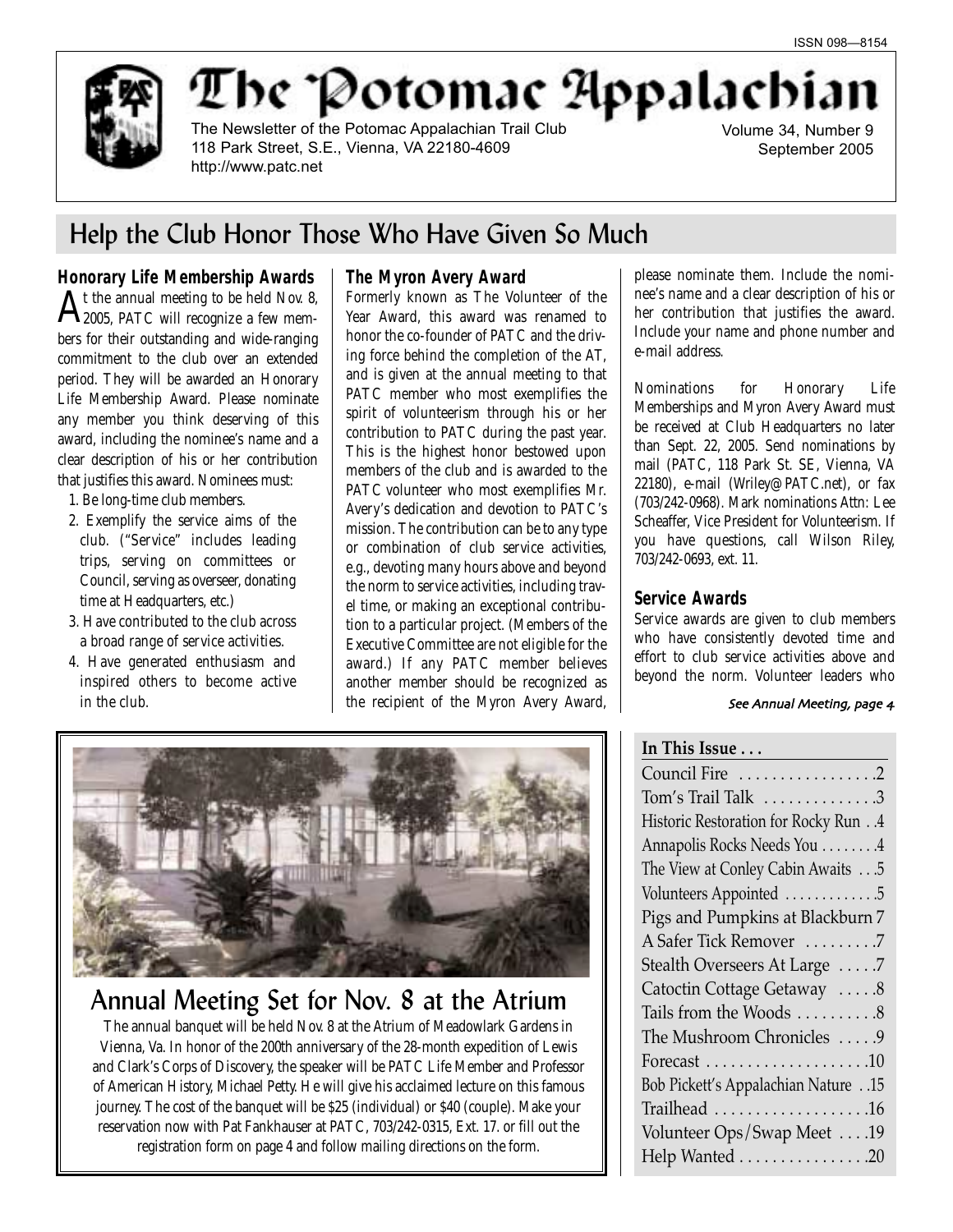ISSN 098—8154

# The Potomac Appalachian

The Newsletter of the Potomac Appalachian Trail Club
118 Park Street, S.E., Vienna, VA 22180-4609
http://www.patc.net

Volume 34, Number 9
September 2005

## Help the Club Honor Those Who Have Given So Much

### Honorary Life Membership Awards

At the annual meeting to be held Nov. 8, 2005, PATC will recognize a few members for their outstanding and wide-ranging commitment to the club over an extended period. They will be awarded an Honorary Life Membership Award. Please nominate any member you think deserving of this award, including the nominee's name and a clear description of his or her contribution that justifies this award. Nominees must:

1. Be long-time club members.
2. Exemplify the service aims of the club. ("Service" includes leading trips, serving on committees or Council, serving as overseer, donating time at Headquarters, etc.)
3. Have contributed to the club across a broad range of service activities.
4. Have generated enthusiasm and inspired others to become active in the club.

### The Myron Avery Award

Formerly known as The Volunteer of the Year Award, this award was renamed to honor the co-founder of PATC and the driving force behind the completion of the AT, and is given at the annual meeting to that PATC member who most exemplifies the spirit of volunteerism through his or her contribution to PATC during the past year. This is the highest honor bestowed upon members of the club and is awarded to the PATC volunteer who most exemplifies Mr. Avery's dedication and devotion to PATC's mission. The contribution can be to any type or combination of club service activities, e.g., devoting many hours above and beyond the norm to service activities, including travel time, or making an exceptional contribution to a particular project. (Members of the Executive Committee are not eligible for the award.) If any PATC member believes another member should be recognized as the recipient of the Myron Avery Award, please nominate them. Include the nominee's name and a clear description of his or her contribution that justifies the award. Include your name and phone number and e-mail address.

Nominations for Honorary Life Memberships and Myron Avery Award must be received at Club Headquarters no later than Sept. 22, 2005. Send nominations by mail (PATC, 118 Park St. SE, Vienna, VA 22180), e-mail (Wriley@PATC.net), or fax (703/242-0968). Mark nominations Attn: Lee Scheaffer, Vice President for Volunteerism. If you have questions, call Wilson Riley, 703/242-0693, ext. 11.

### Service Awards

Service awards are given to club members who have consistently devoted time and effort to club service activities above and beyond the norm. Volunteer leaders who

*See Annual Meeting, page 4*

## Annual Meeting Set for Nov. 8 at the Atrium

The annual banquet will be held Nov. 8 at the Atrium of Meadowlark Gardens in Vienna, Va. In honor of the 200th anniversary of the 28-month expedition of Lewis and Clark's Corps of Discovery, the speaker will be PATC Life Member and Professor of American History, Michael Petty. He will give his acclaimed lecture on this famous journey. The cost of the banquet will be $25 (individual) or $40 (couple). Make your reservation now with Pat Fankhauser at PATC, 703/242-0315, Ext. 17. or fill out the registration form on page 4 and follow mailing directions on the form.

**In This Issue . . .**

| | |
|---|---|
| Council Fire | 2 |
| Tom's Trail Talk | 3 |
| Historic Restoration for Rocky Run | 4 |
| Annapolis Rocks Needs You | 4 |
| The View at Conley Cabin Awaits | 5 |
| Volunteers Appointed | 5 |
| Pigs and Pumpkins at Blackburn | 7 |
| A Safer Tick Remover | 7 |
| Stealth Overseers At Large | 7 |
| Catoctin Cottage Getaway | 8 |
| Tails from the Woods | 8 |
| The Mushroom Chronicles | 9 |
| Forecast | 10 |
| Bob Pickett's Appalachian Nature | 15 |
| Trailhead | 16 |
| Volunteer Ops/Swap Meet | 19 |
| Help Wanted | 20 |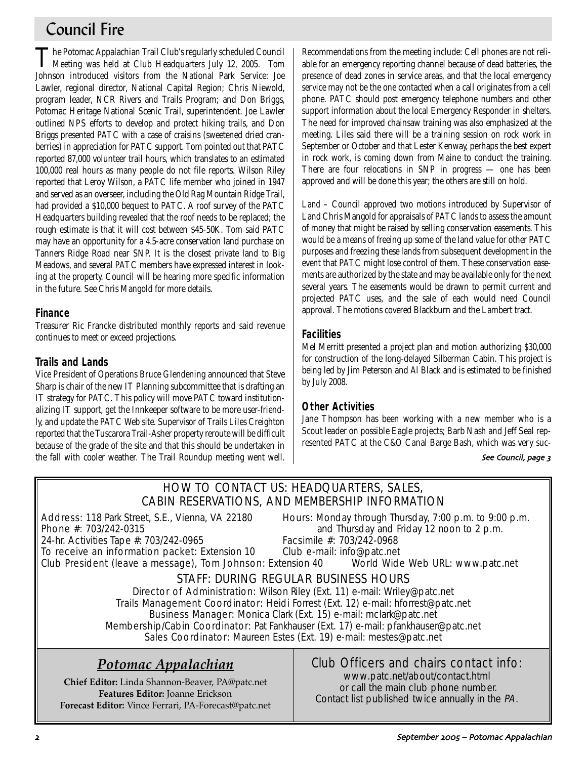# Council Fire

The Potomac Appalachian Trail Club's regularly scheduled Council Meeting was held at Club Headquarters July 12, 2005. Tom Johnson introduced visitors from the National Park Service: Joe Lawler, regional director, National Capital Region; Chris Niewold, program leader, NCR Rivers and Trails Program; and Don Briggs, Potomac Heritage National Scenic Trail, superintendent. Joe Lawler outlined NPS efforts to develop and protect hiking trails, and Don Briggs presented PATC with a case of craisins (sweetened dried cranberries) in appreciation for PATC support. Tom pointed out that PATC reported 87,000 volunteer trail hours, which translates to an estimated 100,000 real hours as many people do not file reports. Wilson Riley reported that Leroy Wilson, a PATC life member who joined in 1947 and served as an overseer, including the Old Rag Mountain Ridge Trail, had provided a $10,000 bequest to PATC. A roof survey of the PATC Headquarters building revealed that the roof needs to be replaced; the rough estimate is that it will cost between $45-50K. Tom said PATC may have an opportunity for a 4.5-acre conservation land purchase on Tanners Ridge Road near SNP. It is the closest private land to Big Meadows, and several PATC members have expressed interest in looking at the property. Council will be hearing more specific information in the future. See Chris Mangold for more details.

### Finance

Treasurer Ric Francke distributed monthly reports and said revenue continues to meet or exceed projections.

### Trails and Lands

Vice President of Operations Bruce Glendening announced that Steve Sharp is chair of the new IT Planning subcommittee that is drafting an IT strategy for PATC. This policy will move PATC toward institutionalizing IT support, get the Innkeeper software to be more user-friendly, and update the PATC Web site. Supervisor of Trails Liles Creighton reported that the Tuscarora Trail-Asher property reroute will be difficult because of the grade of the site and that this should be undertaken in the fall with cooler weather. The Trail Roundup meeting went well. Recommendations from the meeting include: Cell phones are not reliable for an emergency reporting channel because of dead batteries, the presence of dead zones in service areas, and that the local emergency service may not be the one contacted when a call originates from a cell phone. PATC should post emergency telephone numbers and other support information about the local Emergency Responder in shelters. The need for improved chainsaw training was also emphasized at the meeting. Liles said there will be a training session on rock work in September or October and that Lester Kenway, perhaps the best expert in rock work, is coming down from Maine to conduct the training. There are four relocations in SNP in progress — one has been approved and will be done this year; the others are still on hold.

Land – Council approved two motions introduced by Supervisor of Land Chris Mangold for appraisals of PATC lands to assess the amount of money that might be raised by selling conservation easements. This would be a means of freeing up some of the land value for other PATC purposes and freezing these lands from subsequent development in the event that PATC might lose control of them. These conservation easements are authorized by the state and may be available only for the next several years. The easements would be drawn to permit current and projected PATC uses, and the sale of each would need Council approval. The motions covered Blackburn and the Lambert tract.

### Facilities

Mel Merritt presented a project plan and motion authorizing $30,000 for construction of the long-delayed Silberman Cabin. This project is being led by Jim Peterson and Al Black and is estimated to be finished by July 2008.

### Other Activities

Jane Thompson has been working with a new member who is a Scout leader on possible Eagle projects; Barb Nash and Jeff Seal represented PATC at the C&O Canal Barge Bash, which was very suc-

*See Council, page 3*

---

## HOW TO CONTACT US: HEADQUARTERS, SALES, CABIN RESERVATIONS, AND MEMBERSHIP INFORMATION

Address: 118 Park Street, S.E., Vienna, VA 22180
Phone #: 703/242-0315
24-hr. Activities Tape #: 703/242-0965
To receive an information packet: Extension 10
Club President (leave a message), Tom Johnson: Extension 40

Hours: Monday through Thursday, 7:00 p.m. to 9:00 p.m. and Thursday and Friday 12 noon to 2 p.m.
Facsimile #: 703/242-0968
Club e-mail: info@patc.net
World Wide Web URL: www.patc.net

### STAFF: DURING REGULAR BUSINESS HOURS

Director of Administration: Wilson Riley (Ext. 11) e-mail: Wriley@patc.net
Trails Management Coordinator: Heidi Forrest (Ext. 12) e-mail: hforrest@patc.net
Business Manager: Monica Clark (Ext. 15) e-mail: mclark@patc.net
Membership/Cabin Coordinator: Pat Fankhauser (Ext. 17) e-mail: pfankhauser@patc.net
Sales Coordinator: Maureen Estes (Ext. 19) e-mail: mestes@patc.net

## *Potomac Appalachian*

**Chief Editor:** Linda Shannon-Beaver, PA@patc.net
**Features Editor:** Joanne Erickson
**Forecast Editor:** Vince Ferrari, PA-Forecast@patc.net

Club Officers and chairs contact info:
www.patc.net/about/contact.html
or call the main club phone number.
Contact list published twice annually in the *PA*.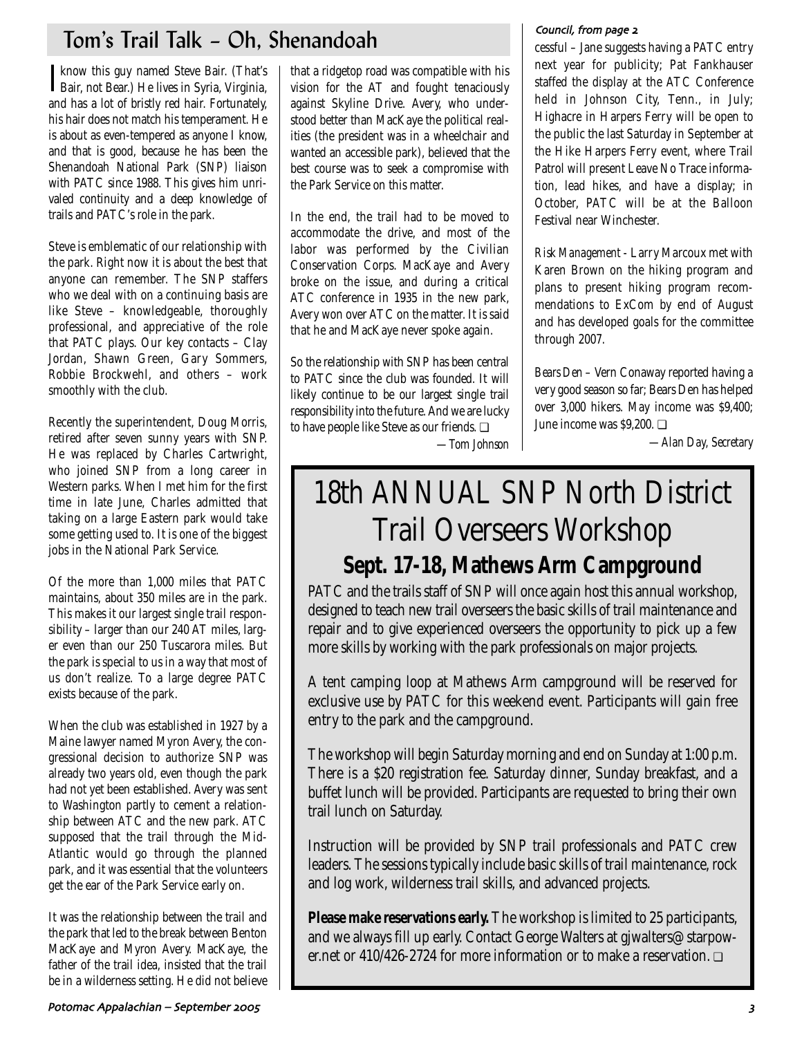# Tom's Trail Talk – Oh, Shenandoah

I know this guy named Steve Bair. (That's Bair, not Bear.) He lives in Syria, Virginia, and has a lot of bristly red hair. Fortunately, his hair does not match his temperament. He is about as even-tempered as anyone I know, and that is good, because he has been the Shenandoah National Park (SNP) liaison with PATC since 1988. This gives him unrivaled continuity and a deep knowledge of trails and PATC's role in the park.

Steve is emblematic of our relationship with the park. Right now it is about the best that anyone can remember. The SNP staffers who we deal with on a continuing basis are like Steve – knowledgeable, thoroughly professional, and appreciative of the role that PATC plays. Our key contacts – Clay Jordan, Shawn Green, Gary Sommers, Robbie Brockwehl, and others – work smoothly with the club.

Recently the superintendent, Doug Morris, retired after seven sunny years with SNP. He was replaced by Charles Cartwright, who joined SNP from a long career in Western parks. When I met him for the first time in late June, Charles admitted that taking on a large Eastern park would take some getting used to. It is one of the biggest jobs in the National Park Service.

Of the more than 1,000 miles that PATC maintains, about 350 miles are in the park. This makes it our largest single trail responsibility – larger than our 240 AT miles, larger even than our 250 Tuscarora miles. But the park is special to us in a way that most of us don't realize. To a large degree PATC exists because of the park.

When the club was established in 1927 by a Maine lawyer named Myron Avery, the congressional decision to authorize SNP was already two years old, even though the park had not yet been established. Avery was sent to Washington partly to cement a relationship between ATC and the new park. ATC supposed that the trail through the Mid-Atlantic would go through the planned park, and it was essential that the volunteers get the ear of the Park Service early on.

It was the relationship between the trail and the park that led to the break between Benton MacKaye and Myron Avery. MacKaye, the father of the trail idea, insisted that the trail be in a wilderness setting. He did not believe that a ridgetop road was compatible with his vision for the AT and fought tenaciously against Skyline Drive. Avery, who understood better than MacKaye the political realities (the president was in a wheelchair and wanted an accessible park), believed that the best course was to seek a compromise with the Park Service on this matter.

In the end, the trail had to be moved to accommodate the drive, and most of the labor was performed by the Civilian Conservation Corps. MacKaye and Avery broke on the issue, and during a critical ATC conference in 1935 in the new park, Avery won over ATC on the matter. It is said that he and MacKaye never spoke again.

So the relationship with SNP has been central to PATC since the club was founded. It will likely continue to be our largest single trail responsibility into the future. And we are lucky to have people like Steve as our friends. ❑

*—Tom Johnson*

*Council, from page 2*

cessful – Jane suggests having a PATC entry next year for publicity; Pat Fankhauser staffed the display at the ATC Conference held in Johnson City, Tenn., in July; Highacre in Harpers Ferry will be open to the public the last Saturday in September at the Hike Harpers Ferry event, where Trail Patrol will present Leave No Trace information, lead hikes, and have a display; in October, PATC will be at the Balloon Festival near Winchester.

*Risk Management* - Larry Marcoux met with Karen Brown on the hiking program and plans to present hiking program recommendations to ExCom by end of August and has developed goals for the committee through 2007.

*Bears Den* – Vern Conaway reported having a very good season so far; Bears Den has helped over 3,000 hikers. May income was $9,400; June income was $9,200. ❑

*—Alan Day, Secretary*

# 18th ANNUAL SNP North District Trail Overseers Workshop

## Sept. 17-18, Mathews Arm Campground

PATC and the trails staff of SNP will once again host this annual workshop, designed to teach new trail overseers the basic skills of trail maintenance and repair and to give experienced overseers the opportunity to pick up a few more skills by working with the park professionals on major projects.

A tent camping loop at Mathews Arm campground will be reserved for exclusive use by PATC for this weekend event. Participants will gain free entry to the park and the campground.

The workshop will begin Saturday morning and end on Sunday at 1:00 p.m. There is a $20 registration fee. Saturday dinner, Sunday breakfast, and a buffet lunch will be provided. Participants are requested to bring their own trail lunch on Saturday.

Instruction will be provided by SNP trail professionals and PATC crew leaders. The sessions typically include basic skills of trail maintenance, rock and log work, wilderness trail skills, and advanced projects.

**Please make reservations early.** The workshop is limited to 25 participants, and we always fill up early. Contact George Walters at gjwalters@starpower.net or 410/426-2724 for more information or to make a reservation. ❑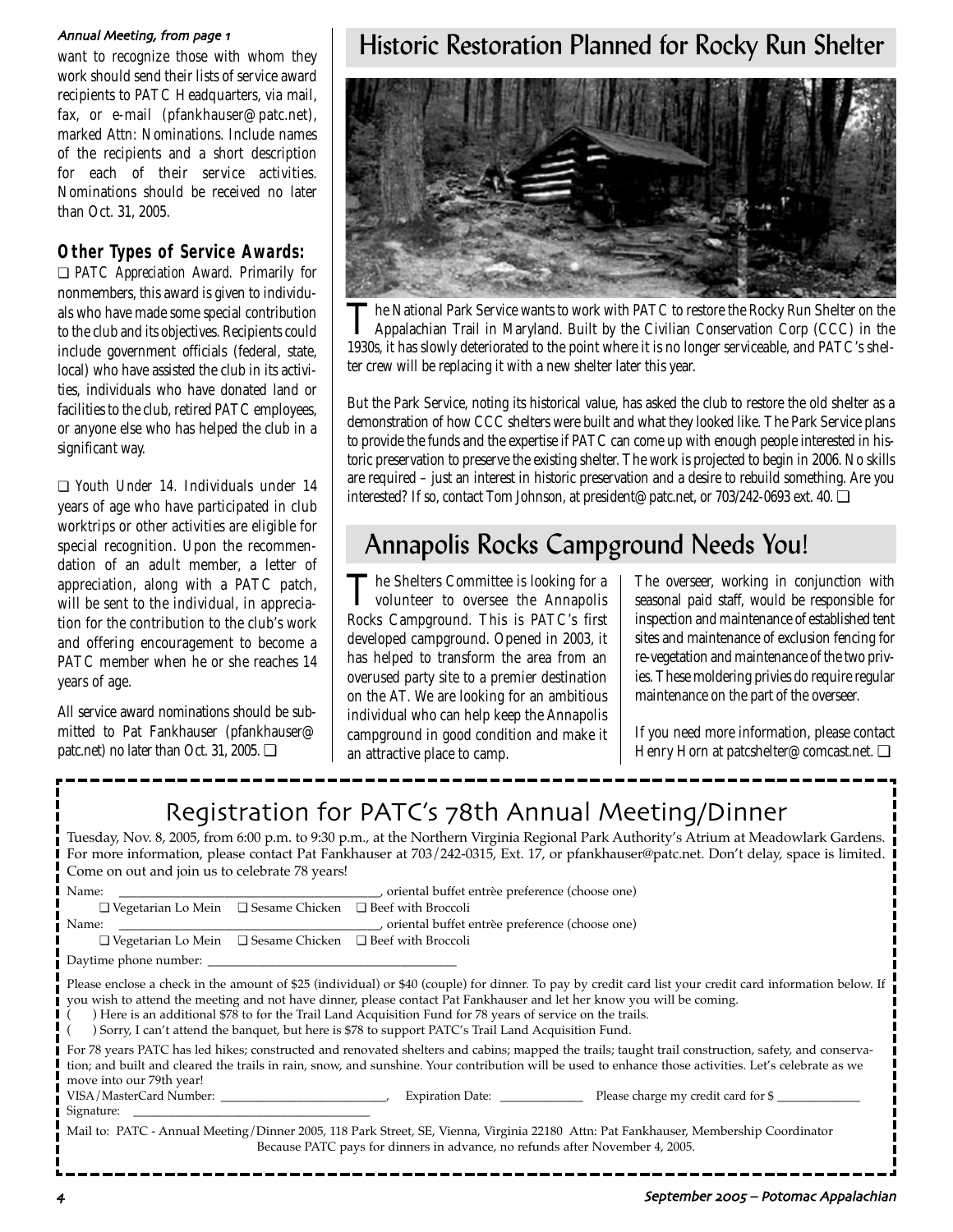*Annual Meeting, from page 1*

want to recognize those with whom they work should send their lists of service award recipients to PATC Headquarters, via mail, fax, or e-mail (pfankhauser@patc.net), marked Attn: Nominations. Include names of the recipients and a short description for each of their service activities. Nominations should be received no later than Oct. 31, 2005.

### Other Types of Service Awards:

❑ *PATC Appreciation Award.* Primarily for nonmembers, this award is given to individuals who have made some special contribution to the club and its objectives. Recipients could include government officials (federal, state, local) who have assisted the club in its activities, individuals who have donated land or facilities to the club, retired PATC employees, or anyone else who has helped the club in a significant way.

❑ *Youth Under 14.* Individuals under 14 years of age who have participated in club worktrips or other activities are eligible for special recognition. Upon the recommendation of an adult member, a letter of appreciation, along with a PATC patch, will be sent to the individual, in appreciation for the contribution to the club's work and offering encouragement to become a PATC member when he or she reaches 14 years of age.

All service award nominations should be submitted to Pat Fankhauser (pfankhauser@patc.net) no later than Oct. 31, 2005. ❑

## Historic Restoration Planned for Rocky Run Shelter

The National Park Service wants to work with PATC to restore the Rocky Run Shelter on the Appalachian Trail in Maryland. Built by the Civilian Conservation Corp (CCC) in the 1930s, it has slowly deteriorated to the point where it is no longer serviceable, and PATC's shelter crew will be replacing it with a new shelter later this year.

But the Park Service, noting its historical value, has asked the club to restore the old shelter as a demonstration of how CCC shelters were built and what they looked like. The Park Service plans to provide the funds and the expertise if PATC can come up with enough people interested in historic preservation to preserve the existing shelter. The work is projected to begin in 2006. No skills are required – just an interest in historic preservation and a desire to rebuild something. Are you interested? If so, contact Tom Johnson, at president@patc.net, or 703/242-0693 ext. 40. ❑

## Annapolis Rocks Campground Needs You!

The Shelters Committee is looking for a volunteer to oversee the Annapolis Rocks Campground. This is PATC's first developed campground. Opened in 2003, it has helped to transform the area from an overused party site to a premier destination on the AT. We are looking for an ambitious individual who can help keep the Annapolis campground in good condition and make it an attractive place to camp.

The overseer, working in conjunction with seasonal paid staff, would be responsible for inspection and maintenance of established tent sites and maintenance of exclusion fencing for re-vegetation and maintenance of the two privies. These moldering privies do require regular maintenance on the part of the overseer.

If you need more information, please contact Henry Horn at patcshelter@comcast.net. ❑

## Registration for PATC's 78th Annual Meeting/Dinner

Tuesday, Nov. 8, 2005, from 6:00 p.m. to 9:30 p.m., at the Northern Virginia Regional Park Authority's Atrium at Meadowlark Gardens. For more information, please contact Pat Fankhauser at 703/242-0315, Ext. 17, or pfankhauser@patc.net. Don't delay, space is limited. Come on out and join us to celebrate 78 years!

Name: ________________________________________, oriental buffet entrèe preference (choose one)

❑ Vegetarian Lo Mein ❑ Sesame Chicken ❑ Beef with Broccoli

Name: ________________________________________, oriental buffet entrèe preference (choose one)

❑ Vegetarian Lo Mein ❑ Sesame Chicken ❑ Beef with Broccoli

Daytime phone number: ______________________________________

Please enclose a check in the amount of $25 (individual) or $40 (couple) for dinner. To pay by credit card list your credit card information below. If you wish to attend the meeting and not have dinner, please contact Pat Fankhauser and let her know you will be coming.

( ) Here is an additional $78 to for the Trail Land Acquisition Fund for 78 years of service on the trails.

( ) Sorry, I can't attend the banquet, but here is $78 to support PATC's Trail Land Acquisition Fund.

For 78 years PATC has led hikes; constructed and renovated shelters and cabins; mapped the trails; taught trail construction, safety, and conservation; and built and cleared the trails in rain, snow, and sunshine. Your contribution will be used to enhance those activities. Let's celebrate as we move into our 79th year!

VISA/MasterCard Number: __________________________, Expiration Date: _____________ Please charge my credit card for $ _____________

Signature: ____________________________________

Mail to: PATC - Annual Meeting/Dinner 2005, 118 Park Street, SE, Vienna, Virginia 22180 Attn: Pat Fankhauser, Membership Coordinator

Because PATC pays for dinners in advance, no refunds after November 4, 2005.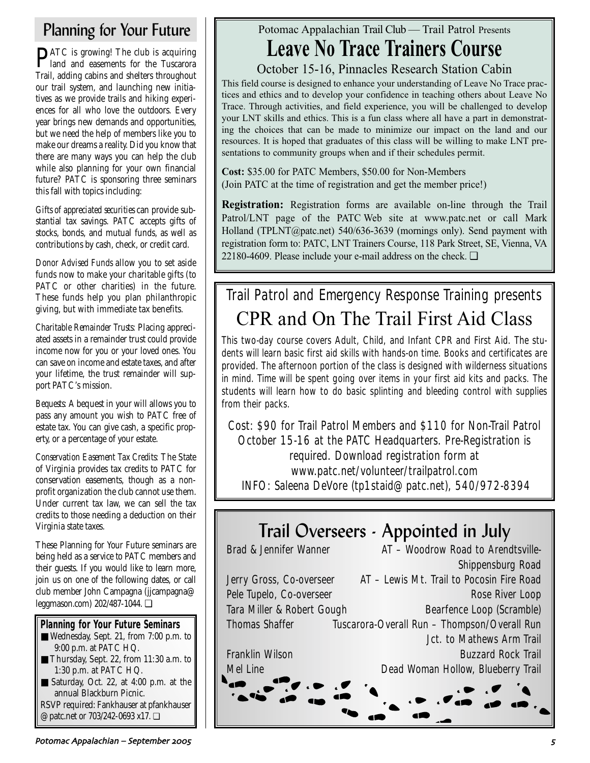## Planning for Your Future

PATC is growing! The club is acquiring land and easements for the Tuscarora Trail, adding cabins and shelters throughout our trail system, and launching new initiatives as we provide trails and hiking experiences for all who love the outdoors. Every year brings new demands and opportunities, but we need the help of members like you to make our dreams a reality. Did you know that there are many ways you can help the club while also planning for your own financial future? PATC is sponsoring three seminars this fall with topics including:

*Gifts of appreciated securities* can provide substantial tax savings. PATC accepts gifts of stocks, bonds, and mutual funds, as well as contributions by cash, check, or credit card.

*Donor Advised Funds* allow you to set aside funds now to make your charitable gifts (to PATC or other charities) in the future. These funds help you plan philanthropic giving, but with immediate tax benefits.

*Charitable Remainder Trusts*: Placing appreciated assets in a remainder trust could provide income now for you or your loved ones. You can save on income and estate taxes, and after your lifetime, the trust remainder will support PATC's mission.

*Bequests*: A bequest in your will allows you to pass any amount you wish to PATC free of estate tax. You can give cash, a specific property, or a percentage of your estate.

*Conservation Easement Tax Credits*: The State of Virginia provides tax credits to PATC for conservation easements, though as a nonprofit organization the club cannot use them. Under current tax law, we can sell the tax credits to those needing a deduction on their Virginia state taxes.

These Planning for Your Future seminars are being held as a service to PATC members and their guests. If you would like to learn more, join us on one of the following dates, or call club member John Campagna (jjcampagna@leggmason.com) 202/487-1044. ❑

### Planning for Your Future Seminars

- Wednesday, Sept. 21, from 7:00 p.m. to 9:00 p.m. at PATC HQ.
- Thursday, Sept. 22, from 11:30 a.m. to 1:30 p.m. at PATC HQ.
- Saturday, Oct. 22, at 4:00 p.m. at the annual Blackburn Picnic.

RSVP required: Fankhauser at pfankhauser@patc.net or 703/242-0693 x17. ❑

---

Potomac Appalachian Trail Club — Trail Patrol Presents

## Leave No Trace Trainers Course

October 15-16, Pinnacles Research Station Cabin

This field course is designed to enhance your understanding of Leave No Trace practices and ethics and to develop your confidence in teaching others about Leave No Trace. Through activities, and field experience, you will be challenged to develop your LNT skills and ethics. This is a fun class where all have a part in demonstrating the choices that can be made to minimize our impact on the land and our resources. It is hoped that graduates of this class will be willing to make LNT presentations to community groups when and if their schedules permit.

**Cost:** $35.00 for PATC Members, $50.00 for Non-Members
(Join PATC at the time of registration and get the member price!)

**Registration:** Registration forms are available on-line through the Trail Patrol/LNT page of the PATC Web site at www.patc.net or call Mark Holland (TPLNT@patc.net) 540/636-3639 (mornings only). Send payment with registration form to: PATC, LNT Trainers Course, 118 Park Street, SE, Vienna, VA 22180-4609. Please include your e-mail address on the check. ❑

---

Trail Patrol and Emergency Response Training presents

## CPR and On The Trail First Aid Class

This two-day course covers Adult, Child, and Infant CPR and First Aid. The students will learn basic first aid skills with hands-on time. Books and certificates are provided. The afternoon portion of the class is designed with wilderness situations in mind. Time will be spent going over items in your first aid kits and packs. The students will learn how to do basic splinting and bleeding control with supplies from their packs.

Cost: $90 for Trail Patrol Members and $110 for Non-Trail Patrol
October 15-16 at the PATC Headquarters. Pre-Registration is required. Download registration form at www.patc.net/volunteer/trailpatrol.com
INFO: Saleena DeVore (tp1staid@patc.net), 540/972-8394

---

## Trail Overseers - Appointed in July

| | |
|---|---|
| Brad & Jennifer Wanner | AT – Woodrow Road to Arendtsville-Shippensburg Road |
| Jerry Gross, Co-overseer | AT – Lewis Mt. Trail to Pocosin Fire Road |
| Pele Tupelo, Co-overseer | Rose River Loop |
| Tara Miller & Robert Gough | Bearfence Loop (Scramble) |
| Thomas Shaffer | Tuscarora-Overall Run – Thompson/Overall Run Jct. to Mathews Arm Trail |
| Franklin Wilson | Buzzard Rock Trail |
| Mel Line | Dead Woman Hollow, Blueberry Trail |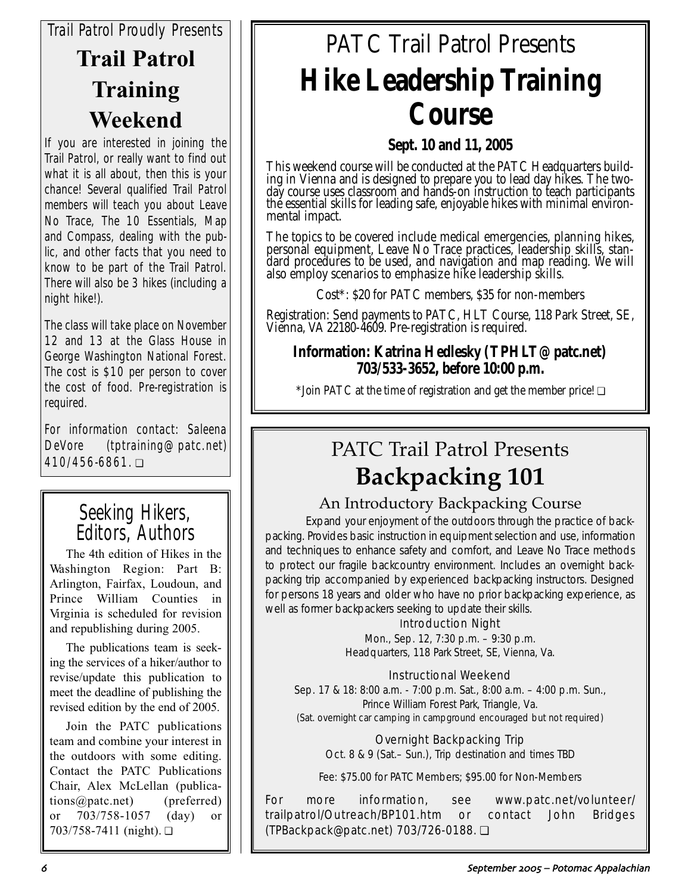*Trail Patrol Proudly Presents*

# Trail Patrol Training Weekend

If you are interested in joining the Trail Patrol, or really want to find out what it is all about, then this is your chance! Several qualified Trail Patrol members will teach you about Leave No Trace, The 10 Essentials, Map and Compass, dealing with the public, and other facts that you need to know to be part of the Trail Patrol. There will also be 3 hikes (including a night hike!).

The class will take place on November 12 and 13 at the Glass House in George Washington National Forest. The cost is $10 per person to cover the cost of food. Pre-registration is required.

For information contact: Saleena DeVore (tptraining@patc.net) 410/456-6861. ❑

## Seeking Hikers, Editors, Authors

The 4th edition of Hikes in the Washington Region: Part B: Arlington, Fairfax, Loudoun, and Prince William Counties in Virginia is scheduled for revision and republishing during 2005.

The publications team is seeking the services of a hiker/author to revise/update this publication to meet the deadline of publishing the revised edition by the end of 2005.

Join the PATC publications team and combine your interest in the outdoors with some editing. Contact the PATC Publications Chair, Alex McLellan (publications@patc.net) (preferred) or 703/758-1057 (day) or 703/758-7411 (night). ❑

PATC Trail Patrol Presents

# Hike Leadership Training Course

**Sept. 10 and 11, 2005**

This weekend course will be conducted at the PATC Headquarters building in Vienna and is designed to prepare you to lead day hikes. The two-day course uses classroom and hands-on instruction to teach participants the essential skills for leading safe, enjoyable hikes with minimal environmental impact.

The topics to be covered include medical emergencies, planning hikes, personal equipment, Leave No Trace practices, leadership skills, standard procedures to be used, and navigation and map reading. We will also employ scenarios to emphasize hike leadership skills.

Cost*: $20 for PATC members, $35 for non-members

Registration: Send payments to PATC, HLT Course, 118 Park Street, SE, Vienna, VA 22180-4609. Pre-registration is required.

**Information: Katrina Hedlesky (TPHLT@patc.net) 703/533-3652, before 10:00 p.m.**

*Join PATC at the time of registration and get the member price! ❑

PATC Trail Patrol Presents

# Backpacking 101

## An Introductory Backpacking Course

Expand your enjoyment of the outdoors through the practice of backpacking. Provides basic instruction in equipment selection and use, information and techniques to enhance safety and comfort, and Leave No Trace methods to protect our fragile backcountry environment. Includes an overnight backpacking trip accompanied by experienced backpacking instructors. Designed for persons 18 years and older who have no prior backpacking experience, as well as former backpackers seeking to update their skills.

Introduction Night
Mon., Sep. 12, 7:30 p.m. – 9:30 p.m.
Headquarters, 118 Park Street, SE, Vienna, Va.

Instructional Weekend
Sep. 17 & 18: 8:00 a.m. - 7:00 p.m. Sat., 8:00 a.m. – 4:00 p.m. Sun.,
Prince William Forest Park, Triangle, Va.
(Sat. overnight car camping in campground encouraged but not required)

Overnight Backpacking Trip
Oct. 8 & 9 (Sat.– Sun.), Trip destination and times TBD

Fee: $75.00 for PATC Members; $95.00 for Non-Members

For more information, see www.patc.net/volunteer/trailpatrol/Outreach/BP101.htm or contact John Bridges (TPBackpack@patc.net) 703/726-0188. ❑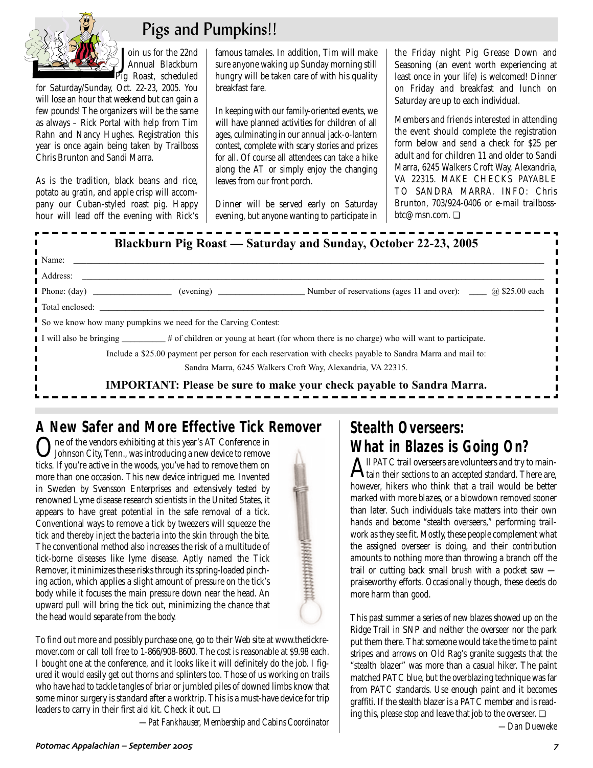# Pigs and Pumpkins!!

Join us for the 22nd Annual Blackburn Pig Roast, scheduled for Saturday/Sunday, Oct. 22-23, 2005. You will lose an hour that weekend but can gain a few pounds! The organizers will be the same as always – Rick Portal with help from Tim Rahn and Nancy Hughes. Registration this year is once again being taken by Trailboss Chris Brunton and Sandi Marra.

As is the tradition, black beans and rice, potato au gratin, and apple crisp will accompany our Cuban-styled roast pig. Happy hour will lead off the evening with Rick's famous tamales. In addition, Tim will make sure anyone waking up Sunday morning still hungry will be taken care of with his quality breakfast fare.

In keeping with our family-oriented events, we will have planned activities for children of all ages, culminating in our annual jack-o-lantern contest, complete with scary stories and prizes for all. Of course all attendees can take a hike along the AT or simply enjoy the changing leaves from our front porch.

Dinner will be served early on Saturday evening, but anyone wanting to participate in the Friday night Pig Grease Down and Seasoning (an event worth experiencing at least once in your life) is welcomed! Dinner on Friday and breakfast and lunch on Saturday are up to each individual.

Members and friends interested in attending the event should complete the registration form below and send a check for $25 per adult and for children 11 and older to Sandi Marra, 6245 Walkers Croft Way, Alexandria, VA 22315. MAKE CHECKS PAYABLE TO SANDRA MARRA. INFO: Chris Brunton, 703/924-0406 or e-mail trailbossbtc@msn.com. ❑

**Blackburn Pig Roast — Saturday and Sunday, October 22-23, 2005**

Name: ______________________________

Address: ______________________________

Phone: (day) ______________ (evening) ______________ Number of reservations (ages 11 and over): ____ @ $25.00 each

Total enclosed: ______________________________

So we know how many pumpkins we need for the Carving Contest:

I will also be bringing __________ # of children or young at heart (for whom there is no charge) who will want to participate.

Include a $25.00 payment per person for each reservation with checks payable to Sandra Marra and mail to:

Sandra Marra, 6245 Walkers Croft Way, Alexandria, VA 22315.

**IMPORTANT: Please be sure to make your check payable to Sandra Marra.**

## A New Safer and More Effective Tick Remover

One of the vendors exhibiting at this year's AT Conference in Johnson City, Tenn., was introducing a new device to remove ticks. If you're active in the woods, you've had to remove them on more than one occasion. This new device intrigued me. Invented in Sweden by Svensson Enterprises and extensively tested by renowned Lyme disease research scientists in the United States, it appears to have great potential in the safe removal of a tick. Conventional ways to remove a tick by tweezers will squeeze the tick and thereby inject the bacteria into the skin through the bite. The conventional method also increases the risk of a multitude of tick-borne diseases like lyme disease. Aptly named the Tick Remover, it minimizes these risks through its spring-loaded pinching action, which applies a slight amount of pressure on the tick's body while it focuses the main pressure down near the head. An upward pull will bring the tick out, minimizing the chance that the head would separate from the body.

To find out more and possibly purchase one, go to their Web site at www.thetickremover.com or call toll free to 1-866/908-8600. The cost is reasonable at $9.98 each. I bought one at the conference, and it looks like it will definitely do the job. I figured it would easily get out thorns and splinters too. Those of us working on trails who have had to tackle tangles of briar or jumbled piles of downed limbs know that some minor surgery is standard after a worktrip. This is a must-have device for trip leaders to carry in their first aid kit. Check it out. ❑

*—Pat Fankhauser, Membership and Cabins Coordinator*

## Stealth Overseers: What in Blazes is Going On?

All PATC trail overseers are volunteers and try to maintain their sections to an accepted standard. There are, however, hikers who think that a trail would be better marked with more blazes, or a blowdown removed sooner than later. Such individuals take matters into their own hands and become "stealth overseers," performing trailwork as they see fit. Mostly, these people complement what the assigned overseer is doing, and their contribution amounts to nothing more than throwing a branch off the trail or cutting back small brush with a pocket saw — praiseworthy efforts. Occasionally though, these deeds do more harm than good.

This past summer a series of new blazes showed up on the Ridge Trail in SNP and neither the overseer nor the park put them there. That someone would take the time to paint stripes and arrows on Old Rag's granite suggests that the "stealth blazer" was more than a casual hiker. The paint matched PATC blue, but the overblazing technique was far from PATC standards. Use enough paint and it becomes graffiti. If the stealth blazer is a PATC member and is reading this, please stop and leave that job to the overseer. ❑

*—Dan Dueweke*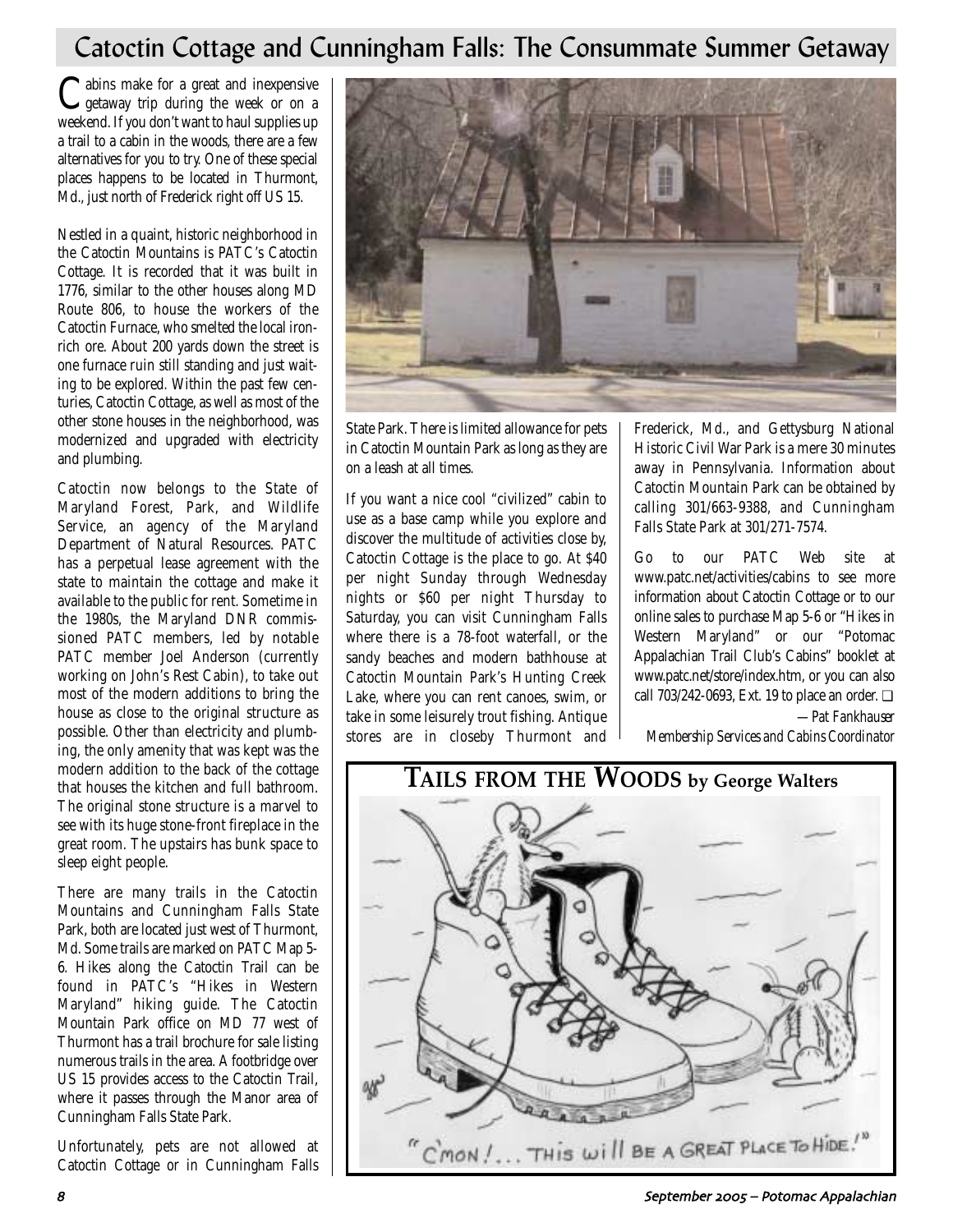## Catoctin Cottage and Cunningham Falls: The Consummate Summer Getaway

Cabins make for a great and inexpensive getaway trip during the week or on a weekend. If you don't want to haul supplies up a trail to a cabin in the woods, there are a few alternatives for you to try. One of these special places happens to be located in Thurmont, Md., just north of Frederick right off US 15.

Nestled in a quaint, historic neighborhood in the Catoctin Mountains is PATC's Catoctin Cottage. It is recorded that it was built in 1776, similar to the other houses along MD Route 806, to house the workers of the Catoctin Furnace, who smelted the local iron-rich ore. About 200 yards down the street is one furnace ruin still standing and just waiting to be explored. Within the past few centuries, Catoctin Cottage, as well as most of the other stone houses in the neighborhood, was modernized and upgraded with electricity and plumbing.

Catoctin now belongs to the State of Maryland Forest, Park, and Wildlife Service, an agency of the Maryland Department of Natural Resources. PATC has a perpetual lease agreement with the state to maintain the cottage and make it available to the public for rent. Sometime in the 1980s, the Maryland DNR commissioned PATC members, led by notable PATC member Joel Anderson (currently working on John's Rest Cabin), to take out most of the modern additions to bring the house as close to the original structure as possible. Other than electricity and plumbing, the only amenity that was kept was the modern addition to the back of the cottage that houses the kitchen and full bathroom. The original stone structure is a marvel to see with its huge stone-front fireplace in the great room. The upstairs has bunk space to sleep eight people.

There are many trails in the Catoctin Mountains and Cunningham Falls State Park, both are located just west of Thurmont, Md. Some trails are marked on PATC Map 5-6. Hikes along the Catoctin Trail can be found in PATC's "Hikes in Western Maryland" hiking guide. The Catoctin Mountain Park office on MD 77 west of Thurmont has a trail brochure for sale listing numerous trails in the area. A footbridge over US 15 provides access to the Catoctin Trail, where it passes through the Manor area of Cunningham Falls State Park.

Unfortunately, pets are not allowed at Catoctin Cottage or in Cunningham Falls State Park. There is limited allowance for pets in Catoctin Mountain Park as long as they are on a leash at all times.

If you want a nice cool "civilized" cabin to use as a base camp while you explore and discover the multitude of activities close by, Catoctin Cottage is the place to go. At $40 per night Sunday through Wednesday nights or $60 per night Thursday to Saturday, you can visit Cunningham Falls where there is a 78-foot waterfall, or the sandy beaches and modern bathhouse at Catoctin Mountain Park's Hunting Creek Lake, where you can rent canoes, swim, or take in some leisurely trout fishing. Antique stores are in closeby Thurmont and Frederick, Md., and Gettysburg National Historic Civil War Park is a mere 30 minutes away in Pennsylvania. Information about Catoctin Mountain Park can be obtained by calling 301/663-9388, and Cunningham Falls State Park at 301/271-7574.

Go to our PATC Web site at www.patc.net/activities/cabins to see more information about Catoctin Cottage or to our online sales to purchase Map 5-6 or "Hikes in Western Maryland" or our "Potomac Appalachian Trail Club's Cabins" booklet at www.patc.net/store/index.htm, or you can also call 703/242-0693, Ext. 19 to place an order. ❑

*—Pat Fankhauser*
*Membership Services and Cabins Coordinator*

## TAILS FROM THE WOODS by George Walters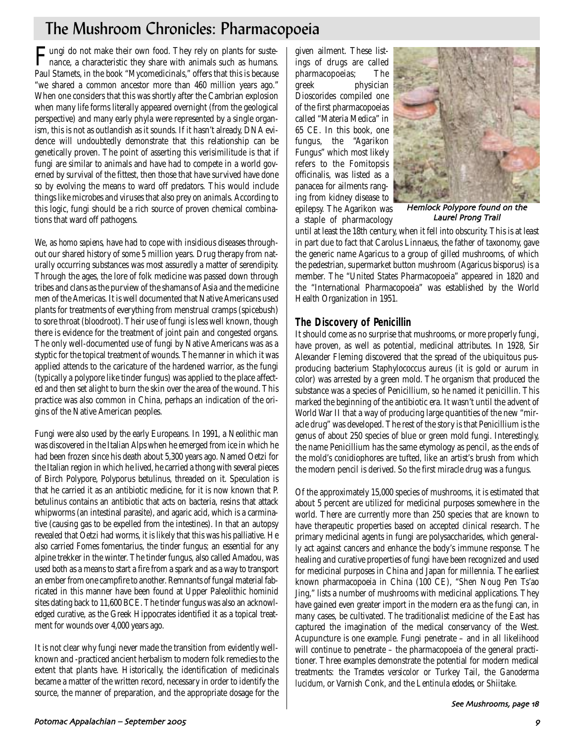# The Mushroom Chronicles: Pharmacopoeia

Fungi do not make their own food. They rely on plants for sustenance, a characteristic they share with animals such as humans. Paul Stamets, in the book "Mycomedicinals," offers that this is because "we shared a common ancestor more than 460 million years ago." When one considers that this was shortly after the Cambrian explosion when many life forms literally appeared overnight (from the geological perspective) and many early phyla were represented by a single organism, this is not as outlandish as it sounds. If it hasn't already, DNA evidence will undoubtedly demonstrate that this relationship can be genetically proven. The point of asserting this verisimilitude is that if fungi are similar to animals and have had to compete in a world governed by survival of the fittest, then those that have survived have done so by evolving the means to ward off predators. This would include things like microbes and viruses that also prey on animals. According to this logic, fungi should be a rich source of proven chemical combinations that ward off pathogens.

We, as *homo sapiens*, have had to cope with insidious diseases throughout our shared history of some 5 million years. Drug therapy from naturally occurring substances was most assuredly a matter of serendipity. Through the ages, the lore of folk medicine was passed down through tribes and clans as the purview of the shamans of Asia and the medicine men of the Americas. It is well documented that Native Americans used plants for treatments of everything from menstrual cramps (spicebush) to sore throat (bloodroot). Their use of fungi is less well known, though there is evidence for the treatment of joint pain and congested organs. The only well-documented use of fungi by Native Americans was as a styptic for the topical treatment of wounds. The manner in which it was applied attends to the caricature of the hardened warrior, as the fungi (typically a polypore like tinder fungus) was applied to the place affected and then set alight to burn the skin over the area of the wound. This practice was also common in China, perhaps an indication of the origins of the Native American peoples.

Fungi were also used by the early Europeans. In 1991, a Neolithic man was discovered in the Italian Alps when he emerged from ice in which he had been frozen since his death about 5,300 years ago. Named Oetzi for the Italian region in which he lived, he carried a thong with several pieces of Birch Polypore, *Polyporus betulinus*, threaded on it. Speculation is that he carried it as an antibiotic medicine, for it is now known that *P. betulinus* contains an antibiotic that acts on bacteria, resins that attack whipworms (an intestinal parasite), and agaric acid, which is a carminative (causing gas to be expelled from the intestines). In that an autopsy revealed that Oetzi had worms, it is likely that this was his palliative. He also carried *Fomes fomentarius*, the tinder fungus; an essential for any alpine trekker in the winter. The tinder fungus, also called Amadou, was used both as a means to start a fire from a spark and as a way to transport an ember from one campfire to another. Remnants of fungal material fabricated in this manner have been found at Upper Paleolithic hominid sites dating back to 11,600 BCE. The tinder fungus was also an acknowledged curative, as the Greek Hippocrates identified it as a topical treatment for wounds over 4,000 years ago.

It is not clear why fungi never made the transition from evidently well-known and -practiced ancient herbalism to modern folk remedies to the extent that plants have. Historically, the identification of medicinals became a matter of the written record, necessary in order to identify the source, the manner of preparation, and the appropriate dosage for the given ailment. These listings of drugs are called pharmacopoeias; The greek physician Dioscorides compiled one of the first pharmacopoeias called "Materia Medica" in 65 CE. In this book, one fungus, the "Agarikon Fungus" which most likely refers to the *Fomitopsis officinalis*, was listed as a panacea for ailments ranging from kidney disease to epilepsy. The Agarikon was a staple of pharmacology until at least the 18th century, when it fell into obscurity. This is at least in part due to fact that Carolus Linnaeus, the father of taxonomy, gave the generic name Agaricus to a group of gilled mushrooms, of which the pedestrian, supermarket button mushroom (*Agaricus bisporus*) is a member. The "United States Pharmacopoeia" appeared in 1820 and the "International Pharmacopoeia" was established by the World Health Organization in 1951.

*Hemlock Polypore found on the Laurel Prong Trail*

## The Discovery of Penicillin

It should come as no surprise that mushrooms, or more properly fungi, have proven, as well as potential, medicinal attributes. In 1928, Sir Alexander Fleming discovered that the spread of the ubiquitous pus-producing bacterium *Staphylococcus aureus* (it is gold or aurum in color) was arrested by a green mold. The organism that produced the substance was a species of *Penicillium*, so he named it penicillin. This marked the beginning of the antibiotic era. It wasn't until the advent of World War II that a way of producing large quantities of the new "miracle drug" was developed. The rest of the story is that *Penicillium* is the genus of about 250 species of blue or green mold fungi. Interestingly, the name *Penicillium* has the same etymology as pencil, as the ends of the mold's conidiophores are tufted, like an artist's brush from which the modern pencil is derived. So the first miracle drug was a fungus.

Of the approximately 15,000 species of mushrooms, it is estimated that about 5 percent are utilized for medicinal purposes somewhere in the world. There are currently more than 250 species that are known to have therapeutic properties based on accepted clinical research. The primary medicinal agents in fungi are polysaccharides, which generally act against cancers and enhance the body's immune response. The healing and curative properties of fungi have been recognized and used for medicinal purposes in China and Japan for millennia. The earliest known pharmacopoeia in China (100 CE), "Shen Noug Pen Ts'ao Jing," lists a number of mushrooms with medicinal applications. They have gained even greater import in the modern era as the fungi can, in many cases, be cultivated. The traditionalist medicine of the East has captured the imagination of the medical conservancy of the West. Acupuncture is one example. Fungi penetrate – and in all likelihood will continue to penetrate – the pharmacopoeia of the general practitioner. Three examples demonstrate the potential for modern medical treatments: the *Trametes versicolor* or Turkey Tail, the *Ganoderma lucidum*, or Varnish Conk, and the *Lentinula edodes*, or Shiitake.

*See Mushrooms, page 18*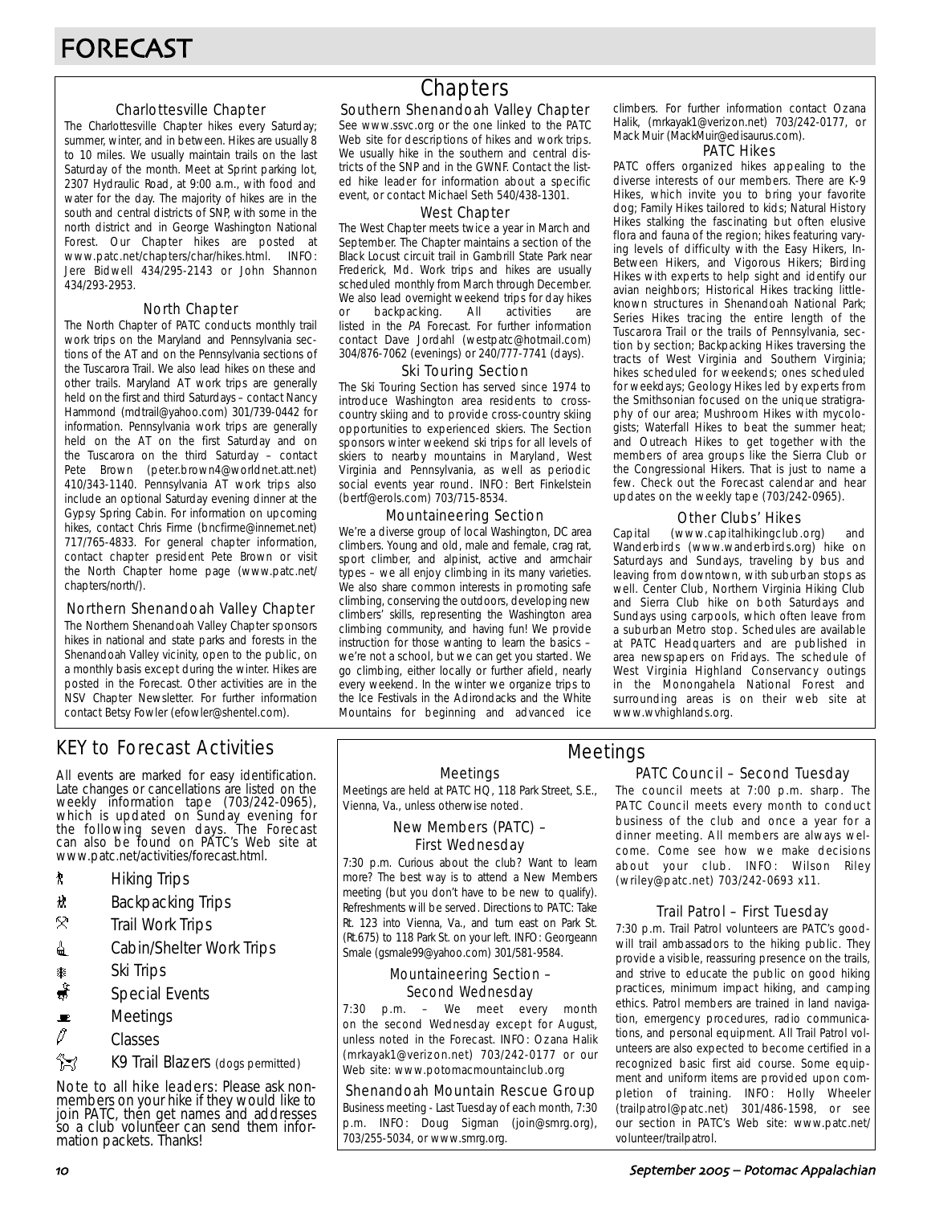# FORECAST

## Chapters

### Charlottesville Chapter

The Charlottesville Chapter hikes every Saturday; summer, winter, and in between. Hikes are usually 8 to 10 miles. We usually maintain trails on the last Saturday of the month. Meet at Sprint parking lot, 2307 Hydraulic Road, at 9:00 a.m., with food and water for the day. The majority of hikes are in the south and central districts of SNP, with some in the north district and in George Washington National Forest. Our Chapter hikes are posted at www.patc.net/chapters/char/hikes.html. INFO: Jere Bidwell 434/295-2143 or John Shannon 434/293-2953.

### North Chapter

The North Chapter of PATC conducts monthly trail work trips on the Maryland and Pennsylvania sections of the AT and on the Pennsylvania sections of the Tuscarora Trail. We also lead hikes on these and other trails. Maryland AT work trips are generally held on the first and third Saturdays – contact Nancy Hammond (mdtrail@yahoo.com) 301/739-0442 for information. Pennsylvania work trips are generally held on the AT on the first Saturday and on the Tuscarora on the third Saturday – contact Pete Brown (peter.brown4@worldnet.att.net) 410/343-1140. Pennsylvania AT work trips also include an optional Saturday evening dinner at the Gypsy Spring Cabin. For information on upcoming hikes, contact Chris Firme (bncfirme@innernet.net) 717/765-4833. For general chapter information, contact chapter president Pete Brown or visit the North Chapter home page (www.patc.net/chapters/north/).

### Northern Shenandoah Valley Chapter

The Northern Shenandoah Valley Chapter sponsors hikes in national and state parks and forests in the Shenandoah Valley vicinity, open to the public, on a monthly basis except during the winter. Hikes are posted in the Forecast. Other activities are in the NSV Chapter Newsletter. For further information contact Betsy Fowler (efowler@shentel.com).

### Southern Shenandoah Valley Chapter

See www.ssvc.org or the one linked to the PATC Web site for descriptions of hikes and work trips. We usually hike in the southern and central districts of the SNP and in the GWNF. Contact the listed hike leader for information about a specific event, or contact Michael Seth 540/438-1301.

### West Chapter

The West Chapter meets twice a year in March and September. The Chapter maintains a section of the Black Locust circuit trail in Gambrill State Park near Frederick, Md. Work trips and hikes are usually scheduled monthly from March through December. We also lead overnight weekend trips for day hikes or backpacking. All activities are listed in the *PA* Forecast. For further information contact Dave Jordahl (westpatc@hotmail.com) 304/876-7062 (evenings) or 240/777-7741 (days).

### Ski Touring Section

The Ski Touring Section has served since 1974 to introduce Washington area residents to cross-country skiing and to provide cross-country skiing opportunities to experienced skiers. The Section sponsors winter weekend ski trips for all levels of skiers to nearby mountains in Maryland, West Virginia and Pennsylvania, as well as periodic social events year round. INFO: Bert Finkelstein (bertf@erols.com) 703/715-8534.

### Mountaineering Section

We're a diverse group of local Washington, DC area climbers. Young and old, male and female, crag rat, sport climber, and alpinist, active and armchair types – we all enjoy climbing in its many varieties. We also share common interests in promoting safe climbing, conserving the outdoors, developing new climbers' skills, representing the Washington area climbing community, and having fun! We provide instruction for those wanting to learn the basics – we're not a school, but we can get you started. We go climbing, either locally or further afield, nearly every weekend. In the winter we organize trips to the Ice Festivals in the Adirondacks and the White Mountains for beginning and advanced ice climbers. For further information contact Ozana Halik, (mrkayak1@verizon.net) 703/242-0177, or Mack Muir (MackMuir@edisaurus.com).

### PATC Hikes

PATC offers organized hikes appealing to the diverse interests of our members. There are K-9 Hikes, which invite you to bring your favorite dog; Family Hikes tailored to kids; Natural History Hikes stalking the fascinating but often elusive flora and fauna of the region; hikes featuring varying levels of difficulty with the Easy Hikers, In-Between Hikers, and Vigorous Hikers; Birding Hikes with experts to help sight and identify our avian neighbors; Historical Hikes tracking little-known structures in Shenandoah National Park; Series Hikes tracing the entire length of the Tuscarora Trail or the trails of Pennsylvania, section by section; Backpacking Hikes traversing the tracts of West Virginia and Southern Virginia; hikes scheduled for weekends; ones scheduled for weekdays; Geology Hikes led by experts from the Smithsonian focused on the unique stratigraphy of our area; Mushroom Hikes with mycologists; Waterfall Hikes to beat the summer heat; and Outreach Hikes to get together with the members of area groups like the Sierra Club or the Congressional Hikers. That is just to name a few. Check out the Forecast calendar and hear updates on the weekly tape (703/242-0965).

### Other Clubs' Hikes

Capital (www.capitalhikingclub.org) and Wanderbirds (www.wanderbirds.org) hike on Saturdays and Sundays, traveling by bus and leaving from downtown, with suburban stops as well. Center Club, Northern Virginia Hiking Club and Sierra Club hike on both Saturdays and Sundays using carpools, which often leave from a suburban Metro stop. Schedules are available at PATC Headquarters and are published in area newspapers on Fridays. The schedule of West Virginia Highland Conservancy outings in the Monongahela National Forest and surrounding areas is on their web site at www.wvhighlands.org.

## KEY to Forecast Activities

All events are marked for easy identification. Late changes or cancellations are listed on the weekly information tape (703/242-0965), which is updated on Sunday evening for the following seven days. The Forecast can also be found on PATC's Web site at www.patc.net/activities/forecast.html.

- Hiking Trips
- Backpacking Trips
- Trail Work Trips
- Cabin/Shelter Work Trips
- Ski Trips
- Special Events
- Meetings
- Classes
- K9 Trail Blazers (dogs permitted)

Note to all hike leaders: Please ask non-members on your hike if they would like to join PATC, then get names and addresses so a club volunteer can send them information packets. Thanks!

## Meetings

### Meetings

Meetings are held at PATC HQ, 118 Park Street, S.E., Vienna, Va., unless otherwise noted.

### New Members (PATC) – First Wednesday

7:30 p.m. Curious about the club? Want to learn more? The best way is to attend a New Members meeting (but you don't have to be new to qualify). Refreshments will be served. Directions to PATC: Take Rt. 123 into Vienna, Va., and turn east on Park St. (Rt.675) to 118 Park St. on your left. INFO: Georgeann Smale (gsmale99@yahoo.com) 301/581-9584.

### Mountaineering Section – Second Wednesday

7:30 p.m. – We meet every month on the second Wednesday except for August, unless noted in the Forecast. INFO: Ozana Halik (mrkayak1@verizon.net) 703/242-0177 or our Web site: www.potomacmountainclub.org

### Shenandoah Mountain Rescue Group

Business meeting - Last Tuesday of each month, 7:30 p.m. INFO: Doug Sigman (join@smrg.org), 703/255-5034, or www.smrg.org.

### PATC Council – Second Tuesday

The council meets at 7:00 p.m. sharp. The PATC Council meets every month to conduct business of the club and once a year for a dinner meeting. All members are always welcome. Come see how we make decisions about your club. INFO: Wilson Riley (wriley@patc.net) 703/242-0693 x11.

### Trail Patrol – First Tuesday

7:30 p.m. Trail Patrol volunteers are PATC's goodwill trail ambassadors to the hiking public. They provide a visible, reassuring presence on the trails, and strive to educate the public on good hiking practices, minimum impact hiking, and camping ethics. Patrol members are trained in land navigation, emergency procedures, radio communications, and personal equipment. All Trail Patrol volunteers are also expected to become certified in a recognized basic first aid course. Some equipment and uniform items are provided upon completion of training. INFO: Holly Wheeler (trailpatrol@patc.net) 301/486-1598, or see our section in PATC's Web site: www.patc.net/volunteer/trailpatrol.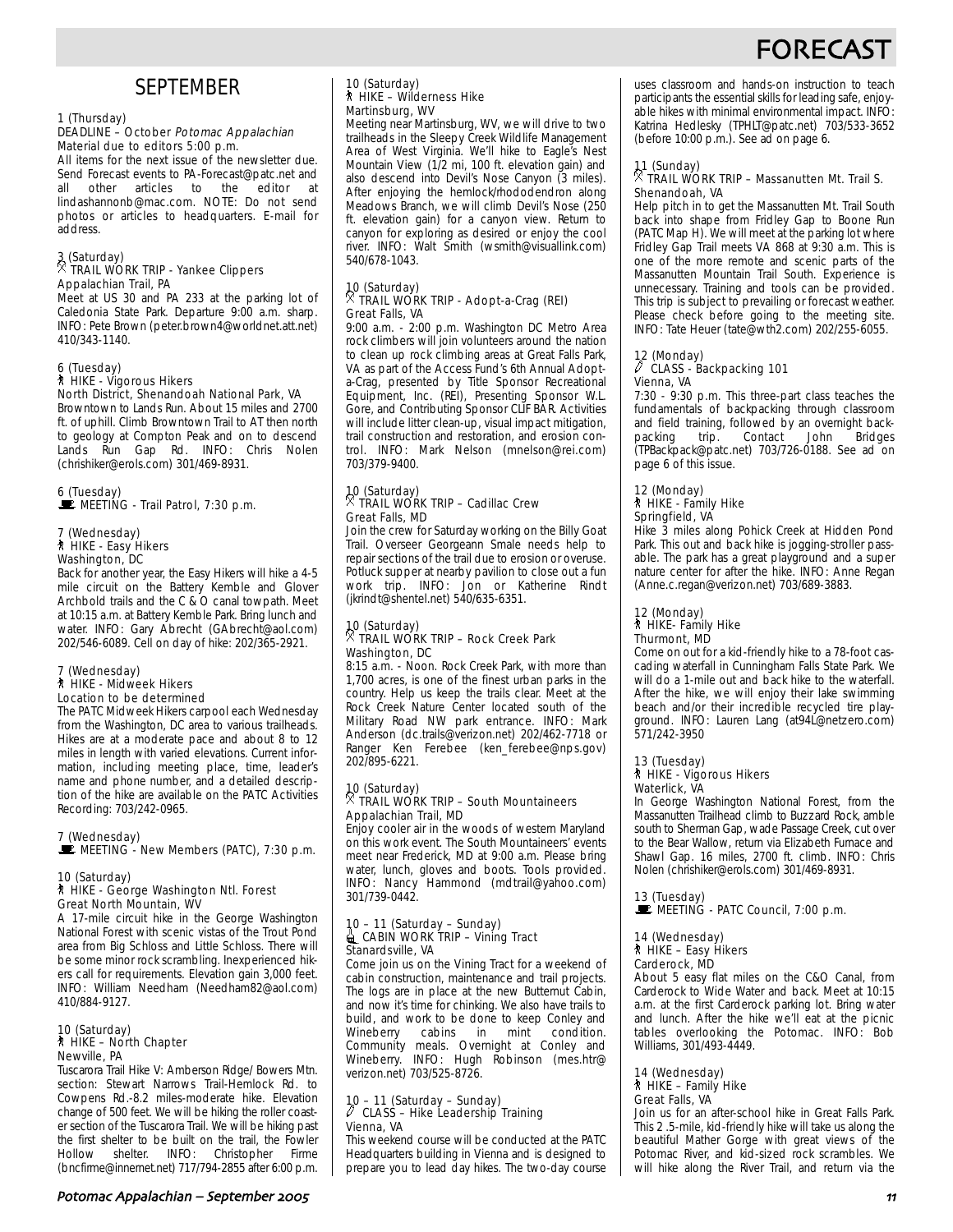# FORECAST

## SEPTEMBER

**1 (Thursday)**
DEADLINE – October *Potomac Appalachian*
Material due to editors 5:00 p.m.
All items for the next issue of the newsletter due. Send Forecast events to PA-Forecast@patc.net and all other articles to the editor at lindashannonb@mac.com. NOTE: Do not send photos or articles to headquarters. E-mail for address.

**3 (Saturday)**
TRAIL WORK TRIP - Yankee Clippers
Appalachian Trail, PA
Meet at US 30 and PA 233 at the parking lot of Caledonia State Park. Departure 9:00 a.m. sharp. INFO: Pete Brown (peter.brown4@worldnet.att.net) 410/343-1140.

**6 (Tuesday)**
HIKE - Vigorous Hikers
North District, Shenandoah National Park, VA
Browntown to Lands Run. About 15 miles and 2700 ft. of uphill. Climb Browntown Trail to AT then north to geology at Compton Peak and on to descend Lands Run Gap Rd. INFO: Chris Nolen (chrishiker@erols.com) 301/469-8931.

**6 (Tuesday)**
MEETING - Trail Patrol, 7:30 p.m.

**7 (Wednesday)**
HIKE - Easy Hikers
Washington, DC
Back for another year, the Easy Hikers will hike a 4-5 mile circuit on the Battery Kemble and Glover Archbold trails and the C & O canal towpath. Meet at 10:15 a.m. at Battery Kemble Park. Bring lunch and water. INFO: Gary Abrecht (GAbrecht@aol.com) 202/546-6089. Cell on day of hike: 202/365-2921.

**7 (Wednesday)**
HIKE - Midweek Hikers
Location to be determined
The PATC Midweek Hikers carpool each Wednesday from the Washington, DC area to various trailheads. Hikes are at a moderate pace and about 8 to 12 miles in length with varied elevations. Current information, including meeting place, time, leader's name and phone number, and a detailed description of the hike are available on the PATC Activities Recording: 703/242-0965.

**7 (Wednesday)**
MEETING - New Members (PATC), 7:30 p.m.

**10 (Saturday)**
HIKE - George Washington Ntl. Forest
Great North Mountain, WV
A 17-mile circuit hike in the George Washington National Forest with scenic vistas of the Trout Pond area from Big Schloss and Little Schloss. There will be some minor rock scrambling. Inexperienced hikers call for requirements. Elevation gain 3,000 feet. INFO: William Needham (Needham82@aol.com) 410/884-9127.

**10 (Saturday)**
HIKE – North Chapter
Newville, PA
Tuscarora Trail Hike V: Amberson Ridge/ Bowers Mtn. section: Stewart Narrows Trail-Hemlock Rd. to Cowpens Rd.-8.2 miles-moderate hike. Elevation change of 500 feet. We will be hiking the roller coaster section of the Tuscarora Trail. We will be hiking past the first shelter to be built on the trail, the Fowler Hollow shelter. INFO: Christopher Firme (bncfirme@innernet.net) 717/794-2855 after 6:00 p.m.

**10 (Saturday)**
HIKE – Wilderness Hike
Martinsburg, WV
Meeting near Martinsburg, WV, we will drive to two trailheads in the Sleepy Creek Wildlife Management Area of West Virginia. We'll hike to Eagle's Nest Mountain View (1/2 mi, 100 ft. elevation gain) and also descend into Devil's Nose Canyon (3 miles). After enjoying the hemlock/rhododendron along Meadows Branch, we will climb Devil's Nose (250 ft. elevation gain) for a canyon view. Return to canyon for exploring as desired or enjoy the cool river. INFO: Walt Smith (wsmith@visuallink.com) 540/678-1043.

**10 (Saturday)**
TRAIL WORK TRIP - Adopt-a-Crag (REI)
Great Falls, VA
9:00 a.m. - 2:00 p.m. Washington DC Metro Area rock climbers will join volunteers around the nation to clean up rock climbing areas at Great Falls Park, VA as part of the Access Fund's 6th Annual Adopt-a-Crag, presented by Title Sponsor Recreational Equipment, Inc. (REI), Presenting Sponsor W.L. Gore, and Contributing Sponsor CLIF BAR. Activities will include litter clean-up, visual impact mitigation, trail construction and restoration, and erosion control. INFO: Mark Nelson (mnelson@rei.com) 703/379-9400.

**10 (Saturday)**
TRAIL WORK TRIP – Cadillac Crew
Great Falls, MD
Join the crew for Saturday working on the Billy Goat Trail. Overseer Georgeann Smale needs help to repair sections of the trail due to erosion or overuse. Potluck supper at nearby pavilion to close out a fun work trip. INFO: Jon or Katherine Rindt (jkrindt@shentel.net) 540/635-6351.

**10 (Saturday)**
TRAIL WORK TRIP – Rock Creek Park
Washington, DC
8:15 a.m. - Noon. Rock Creek Park, with more than 1,700 acres, is one of the finest urban parks in the country. Help us keep the trails clear. Meet at the Rock Creek Nature Center located south of the Military Road NW park entrance. INFO: Mark Anderson (dc.trails@verizon.net) 202/462-7718 or Ranger Ken Ferebee (ken_ferebee@nps.gov) 202/895-6221.

**10 (Saturday)**
TRAIL WORK TRIP – South Mountaineers
Appalachian Trail, MD
Enjoy cooler air in the woods of western Maryland on this work event. The South Mountaineers' events meet near Frederick, MD at 9:00 a.m. Please bring water, lunch, gloves and boots. Tools provided. INFO: Nancy Hammond (mdtrail@yahoo.com) 301/739-0442.

**10 – 11 (Saturday – Sunday)**
CABIN WORK TRIP – Vining Tract
Stanardsville, VA
Come join us on the Vining Tract for a weekend of cabin construction, maintenance and trail projects. The logs are in place at the new Butternut Cabin, and now it's time for chinking. We also have trails to build, and work to be done to keep Conley and Wineberry cabins in mint condition. Community meals. Overnight at Conley and Wineberry. INFO: Hugh Robinson (mes.htr@verizon.net) 703/525-8726.

**10 – 11 (Saturday – Sunday)**
CLASS – Hike Leadership Training
Vienna, VA
This weekend course will be conducted at the PATC Headquarters building in Vienna and is designed to prepare you to lead day hikes. The two-day course uses classroom and hands-on instruction to teach participants the essential skills for leading safe, enjoyable hikes with minimal environmental impact. INFO: Katrina Hedlesky (TPHLT@patc.net) 703/533-3652 (before 10:00 p.m.). See ad on page 6.

**11 (Sunday)**
TRAIL WORK TRIP – Massanutten Mt. Trail S.
Shenandoah, VA
Help pitch in to get the Massanutten Mt. Trail South back into shape from Fridley Gap to Boone Run (PATC Map H). We will meet at the parking lot where Fridley Gap Trail meets VA 868 at 9:30 a.m. This is one of the more remote and scenic parts of the Massanutten Mountain Trail South. Experience is unnecessary. Training and tools can be provided. This trip is subject to prevailing or forecast weather. Please check before going to the meeting site. INFO: Tate Heuer (tate@wth2.com) 202/255-6055.

**12 (Monday)**
CLASS - Backpacking 101
Vienna, VA
7:30 - 9:30 p.m. This three-part class teaches the fundamentals of backpacking through classroom and field training, followed by an overnight backpacking trip. Contact John Bridges (TPBackpack@patc.net) 703/726-0188. See ad on page 6 of this issue.

**12 (Monday)**
HIKE - Family Hike
Springfield, VA
Hike 3 miles along Pohick Creek at Hidden Pond Park. This out and back hike is jogging-stroller passable. The park has a great playground and a super nature center for after the hike. INFO: Anne Regan (Anne.c.regan@verizon.net) 703/689-3883.

**12 (Monday)**
HIKE- Family Hike
Thurmont, MD
Come on out for a kid-friendly hike to a 78-foot cascading waterfall in Cunningham Falls State Park. We will do a 1-mile out and back hike to the waterfall. After the hike, we will enjoy their lake swimming beach and/or their incredible recycled tire playground. INFO: Lauren Lang (at94L@netzero.com) 571/242-3950

**13 (Tuesday)**
HIKE - Vigorous Hikers
Waterlick, VA
In George Washington National Forest, from the Massanutten Trailhead climb to Buzzard Rock, amble south to Sherman Gap, wade Passage Creek, cut over to the Bear Wallow, return via Elizabeth Furnace and Shawl Gap. 16 miles, 2700 ft. climb. INFO: Chris Nolen (chrishiker@erols.com) 301/469-8931.

**13 (Tuesday)**
MEETING - PATC Council, 7:00 p.m.

**14 (Wednesday)**
HIKE – Easy Hikers
Carderock, MD
About 5 easy flat miles on the C&O Canal, from Carderock to Wide Water and back. Meet at 10:15 a.m. at the first Carderock parking lot. Bring water and lunch. After the hike we'll eat at the picnic tables overlooking the Potomac. INFO: Bob Williams, 301/493-4449.

**14 (Wednesday)**
HIKE – Family Hike
Great Falls, VA
Join us for an after-school hike in Great Falls Park. This 2 .5-mile, kid-friendly hike will take us along the beautiful Mather Gorge with great views of the Potomac River, and kid-sized rock scrambles. We will hike along the River Trail, and return via the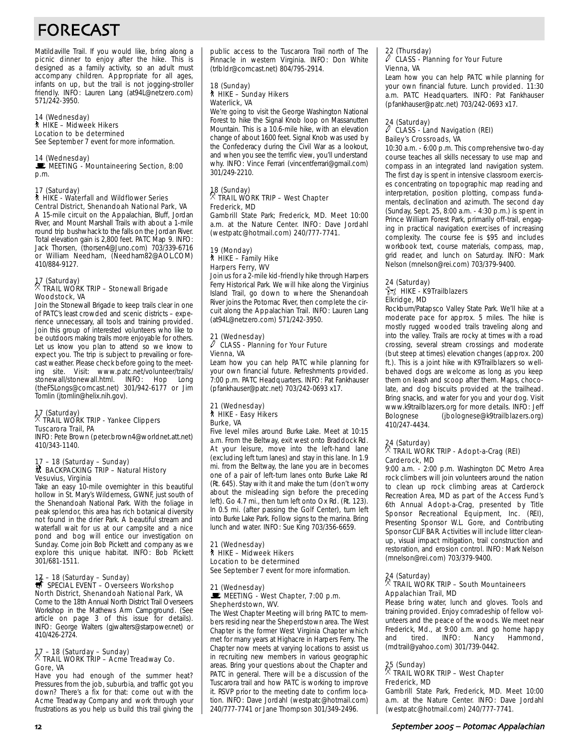# FORECAST

Matildaville Trail. If you would like, bring along a picnic dinner to enjoy after the hike. This is designed as a family activity, so an adult must accompany children. Appropriate for all ages, infants on up, but the trail is not jogging-stroller friendly. INFO: Lauren Lang (at94L@netzero.com) 571/242-3950.

14 (Wednesday)
HIKE – Midweek Hikers
Location to be determined
See September 7 event for more information.

14 (Wednesday)
MEETING - Mountaineering Section, 8:00 p.m.

17 (Saturday)
HIKE - Waterfall and Wildflower Series
Central District, Shenandoah National Park, VA
A 15-mile circuit on the Appalachian, Bluff, Jordan River, and Mount Marshall Trails with about a 1-mile round trip bushwhack to the falls on the Jordan River. Total elevation gain is 2,800 feet. PATC Map 9. INFO: Jack Thorsen, (thorsen4@Juno.com) 703/339-6716 or William Needham, (Needham82@AOL.COM) 410/884-9127.

17 (Saturday)
TRAIL WORK TRIP – Stonewall Brigade
Woodstock, VA
Join the Stonewall Brigade to keep trails clear in one of PATC's least crowded and scenic districts – experience unnecessary, all tools and training provided. Join this group of interested volunteers who like to be outdoors making trails more enjoyable for others. Let us know you plan to attend so we know to expect you. The trip is subject to prevailing or forecast weather. Please check before going to the meeting site. Visit: www.patc.net/volunteer/trails/stonewall/stonewall.html. INFO: Hop Long (theFSLongs@comcast.net) 301/942-6177 or Jim Tomlin (jtomlin@helix.nih.gov).

17 (Saturday)
TRAIL WORK TRIP - Yankee Clippers
Tuscarora Trail, PA
INFO: Pete Brown (peter.brown4@worldnet.att.net) 410/343-1140.

17 – 18 (Saturday – Sunday)
BACKPACKING TRIP – Natural History
Vesuvius, Virginia
Take an easy 10-mile overnighter in this beautiful hollow in St. Mary's Wilderness, GWNF, just south of the Shenandoah National Park. With the foliage in peak splendor, this area has rich botanical diversity not found in the drier Park. A beautiful stream and waterfall wait for us at our campsite and a nice pond and bog will entice our investigation on Sunday. Come join Bob Pickett and company as we explore this unique habitat. INFO: Bob Pickett 301/681-1511.

17 – 18 (Saturday – Sunday)
SPECIAL EVENT – Overseers Workshop
North District, Shenandoah National Park, VA
Come to the 18th Annual North District Trail Overseers Workshop in the Mathews Arm Campground. (See article on page 3 of this issue for details). INFO: George Walters (gjwalters@starpower.net) or 410/426-2724.

17 – 18 (Saturday – Sunday)
TRAIL WORK TRIP – Acme Treadway Co.
Gore, VA
Have you had enough of the summer heat? Pressures from the job, suburbia, and traffic got you down? There's a fix for that: come out with the Acme Treadway Company and work through your frustrations as you help us build this trail giving the public access to the Tuscarora Trail north of The Pinnacle in western Virginia. INFO: Don White (trlbldr@comcast.net) 804/795-2914.

18 (Sunday)
HIKE – Sunday Hikers
Waterlick, VA
We're going to visit the George Washington National Forest to hike the Signal Knob loop on Massanutten Mountain. This is a 10.6-mile hike, with an elevation change of about 1600 feet. Signal Knob was used by the Confederacy during the Civil War as a lookout, and when you see the terrific view, you'll understand why. INFO: Vince Ferrari (vincentferrari@gmail.com) 301/249-2210.

18 (Sunday)
TRAIL WORK TRIP – West Chapter
Frederick, MD
Gambrill State Park; Frederick, MD. Meet 10:00 a.m. at the Nature Center. INFO: Dave Jordahl (westpatc@hotmail.com) 240/777-7741.

19 (Monday)
HIKE – Family Hike
Harpers Ferry, WV
Join us for a 2-mile kid-friendly hike through Harpers Ferry Historical Park. We will hike along the Virginius Island Trail, go down to where the Shenandoah River joins the Potomac River, then complete the circuit along the Appalachian Trail. INFO: Lauren Lang (at94L@netzero.com) 571/242-3950.

21 (Wednesday)
CLASS - Planning for Your Future
Vienna, VA
Learn how you can help PATC while planning for your own financial future. Refreshments provided. 7:00 p.m. PATC Headquarters. INFO: Pat Fankhauser (pfankhauser@patc.net) 703/242-0693 x17.

21 (Wednesday)
HIKE - Easy Hikers
Burke, VA
Five level miles around Burke Lake. Meet at 10:15 a.m. From the Beltway, exit west onto Braddock Rd. At your leisure, move into the left-hand lane (excluding left turn lanes) and stay in this lane. In 1.9 mi. from the Beltway, the lane you are in becomes one of a pair of left-turn lanes onto Burke Lake Rd (Rt. 645). Stay with it and make the turn (don't worry about the misleading sign before the preceding left). Go 4.7 mi., then turn left onto Ox Rd. (Rt. 123). In 0.5 mi. (after passing the Golf Center), turn left into Burke Lake Park. Follow signs to the marina. Bring lunch and water. INFO: Sue King 703/356-6659.

21 (Wednesday)
HIKE – Midweek Hikers
Location to be determined
See September 7 event for more information.

21 (Wednesday)
MEETING - West Chapter, 7:00 p.m.
Shepherdstown, WV.
The West Chapter Meeting will bring PATC to members residing near the Sheperdstown area. The West Chapter is the former West Virginia Chapter which met for many years at Highacre in Harpers Ferry. The Chapter now meets at varying locations to assist us in recruiting new members in various geographic areas. Bring your questions about the Chapter and PATC in general. There will be a discussion of the Tuscarora trail and how PATC is working to improve it. RSVP prior to the meeting date to confirm location. INFO: Dave Jordahl (westpatc@hotmail.com) 240/777-7741 or Jane Thompson 301/349-2496.

22 (Thursday)
CLASS - Planning for Your Future
Vienna, VA
Learn how you can help PATC while planning for your own financial future. Lunch provided. 11:30 a.m. PATC Headquarters. INFO: Pat Fankhauser (pfankhauser@patc.net) 703/242-0693 x17.

24 (Saturday)
CLASS - Land Navigation (REI)
Bailey's Crossroads, VA
10:30 a.m. - 6:00 p.m. This comprehensive two-day course teaches all skills necessary to use map and compass in an integrated land navigation system. The first day is spent in intensive classroom exercises concentrating on topographic map reading and interpretation, position plotting, compass fundamentals, declination and azimuth. The second day (Sunday, Sept. 25, 8:00 a.m. - 4:30 p.m.) is spent in Prince William Forest Park, primarily off-trail, engaging in practical navigation exercises of increasing complexity. The course fee is $95 and includes workbook text, course materials, compass, map, grid reader, and lunch on Saturday. INFO: Mark Nelson (mnelson@rei.com) 703/379-9400.

24 (Saturday)
HIKE - K9Trailblazers
Elkridge, MD
Rockburn/Patapsco Valley State Park. We'll hike at a moderate pace for approx. 5 miles. The hike is mostly rugged wooded trails traveling along and into the valley. Trails are rocky at times with a road crossing, several stream crossings and moderate (but steep at times) elevation changes (approx. 200 ft.). This is a joint hike with K9Trailblazers so well-behaved dogs are welcome as long as you keep them on leash and scoop after them. Maps, chocolate, and dog biscuits provided at the trailhead. Bring snacks, and water for you and your dog. Visit www.k9trailblazers.org for more details. INFO: Jeff Bolognese (jbolognese@k9trailblazers.org) 410/247-4434.

24 (Saturday)
TRAIL WORK TRIP - Adopt-a-Crag (REI)
Carderock, MD
9:00 a.m. - 2:00 p.m. Washington DC Metro Area rock climbers will join volunteers around the nation to clean up rock climbing areas at Carderock Recreation Area, MD as part of the Access Fund's 6th Annual Adopt-a-Crag, presented by Title Sponsor Recreational Equipment, Inc. (REI), Presenting Sponsor W.L. Gore, and Contributing Sponsor CLIF BAR. Activities will include litter cleanup, visual impact mitigation, trail construction and restoration, and erosion control. INFO: Mark Nelson (mnelson@rei.com) 703/379-9400.

24 (Saturday)
TRAIL WORK TRIP – South Mountaineers
Appalachian Trail, MD
Please bring water, lunch and gloves. Tools and training provided. Enjoy comradeship of fellow volunteers and the peace of the woods. We meet near Frederick, Md., at 9:00 a.m. and go home happy and tired. INFO: Nancy Hammond, (mdtrail@yahoo.com) 301/739-0442.

25 (Sunday)
TRAIL WORK TRIP – West Chapter
Frederick, MD
Gambrill State Park, Frederick, MD. Meet 10:00 a.m. at the Nature Center. INFO: Dave Jordahl (westpatc@hotmail.com) 240/777-7741.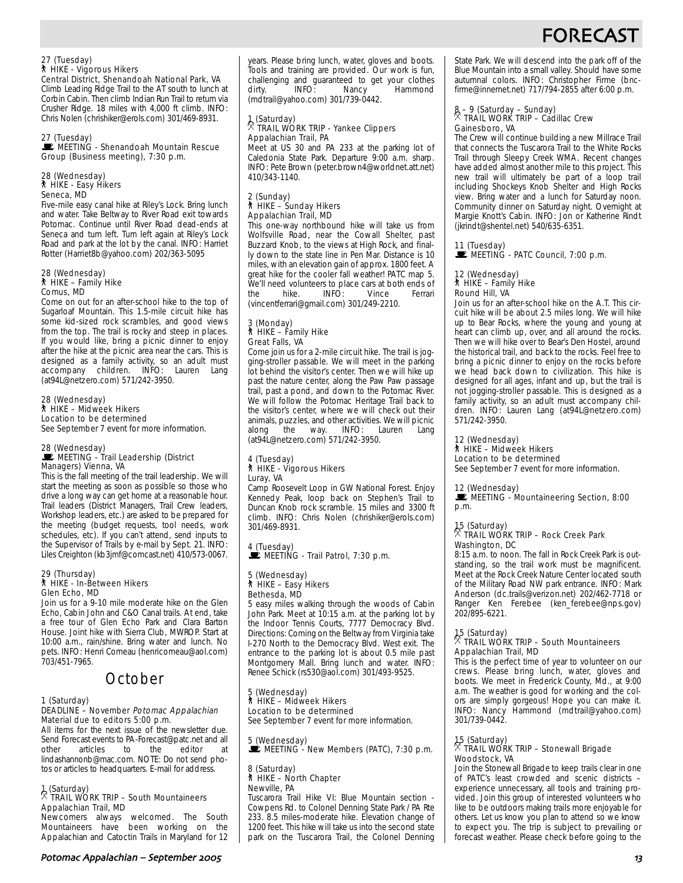# FORECAST

27 (Tuesday)
HIKE - Vigorous Hikers
Central District, Shenandoah National Park, VA
Climb Leading Ridge Trail to the AT south to lunch at Corbin Cabin. Then climb Indian Run Trail to return via Crusher Ridge. 18 miles with 4,000 ft climb. INFO: Chris Nolen (chrishiker@erols.com) 301/469-8931.

27 (Tuesday)
MEETING - Shenandoah Mountain Rescue Group (Business meeting), 7:30 p.m.

28 (Wednesday)
HIKE - Easy Hikers
Seneca, MD
Five-mile easy canal hike at Riley's Lock. Bring lunch and water. Take Beltway to River Road exit towards Potomac. Continue until River Road dead-ends at Seneca and turn left. Turn left again at Riley's Lock Road and park at the lot by the canal. INFO: Harriet Rotter (Harriet8b@yahoo.com) 202/363-5095

28 (Wednesday)
HIKE – Family Hike
Comus, MD
Come on out for an after-school hike to the top of Sugarloaf Mountain. This 1.5-mile circuit hike has some kid-sized rock scrambles, and good views from the top. The trail is rocky and steep in places. If you would like, bring a picnic dinner to enjoy after the hike at the picnic area near the cars. This is designed as a family activity, so an adult must accompany children. INFO: Lauren Lang (at94L@netzero.com) 571/242-3950.

28 (Wednesday)
HIKE – Midweek Hikers
Location to be determined
See September 7 event for more information.

28 (Wednesday)
MEETING - Trail Leadership (District Managers) Vienna, VA
This is the fall meeting of the trail leadership. We will start the meeting as soon as possible so those who drive a long way can get home at a reasonable hour. Trail leaders (District Managers, Trail Crew leaders, Workshop leaders, etc.) are asked to be prepared for the meeting (budget requests, tool needs, work schedules, etc). If you can't attend, send inputs to the Supervisor of Trails by e-mail by Sept. 21. INFO: Liles Creighton (kb3jmf@comcast.net) 410/573-0067.

29 (Thursday)
HIKE - In-Between Hikers
Glen Echo, MD
Join us for a 9-10 mile moderate hike on the Glen Echo, Cabin John and C&O Canal trails. At end, take a free tour of Glen Echo Park and Clara Barton House. Joint hike with Sierra Club, MWROP. Start at 10:00 a.m., rain/shine. Bring water and lunch. No pets. INFO: Henri Comeau (henricomeau@aol.com) 703/451-7965.

## October

1 (Saturday)
DEADLINE – November *Potomac Appalachian*
Material due to editors 5:00 p.m.
All items for the next issue of the newsletter due. Send Forecast events to PA-Forecast@patc.net and all other articles to the editor at lindashannonb@mac.com. NOTE: Do not send photos or articles to headquarters. E-mail for address.

1 (Saturday)
TRAIL WORK TRIP – South Mountaineers
Appalachian Trail, MD
Newcomers always welcomed. The South Mountaineers have been working on the Appalachian and Catoctin Trails in Maryland for 12 years. Please bring lunch, water, gloves and boots. Tools and training are provided. Our work is fun, challenging and guaranteed to get your clothes dirty. INFO: Nancy Hammond (mdtrail@yahoo.com) 301/739-0442.

1 (Saturday)
TRAIL WORK TRIP - Yankee Clippers
Appalachian Trail, PA
Meet at US 30 and PA 233 at the parking lot of Caledonia State Park. Departure 9:00 a.m. sharp. INFO: Pete Brown (peter.brown4@worldnet.att.net) 410/343-1140.

2 (Sunday)
HIKE – Sunday Hikers
Appalachian Trail, MD
This one-way northbound hike will take us from Wolfsville Road, near the Cowall Shelter, past Buzzard Knob, to the views at High Rock, and finally down to the state line in Pen Mar. Distance is 10 miles, with an elevation gain of approx. 1800 feet. A great hike for the cooler fall weather! PATC map 5. We'll need volunteers to place cars at both ends of the hike. INFO: Vince Ferrari (vincentferrari@gmail.com) 301/249-2210.

3 (Monday)
HIKE – Family Hike
Great Falls, VA
Come join us for a 2-mile circuit hike. The trail is jogging-stroller passable. We will meet in the parking lot behind the visitor's center. Then we will hike up past the nature center, along the Paw Paw passage trail, past a pond, and down to the Potomac River. We will follow the Potomac Heritage Trail back to the visitor's center, where we will check out their animals, puzzles, and other activities. We will picnic along the way. INFO: Lauren Lang (at94L@netzero.com) 571/242-3950.

4 (Tuesday)
HIKE - Vigorous Hikers
Luray, VA
Camp Roosevelt Loop in GW National Forest. Enjoy Kennedy Peak, loop back on Stephen's Trail to Duncan Knob rock scramble. 15 miles and 3300 ft climb. INFO: Chris Nolen (chrishiker@erols.com) 301/469-8931.

4 (Tuesday)
MEETING - Trail Patrol, 7:30 p.m.

5 (Wednesday)
HIKE – Easy Hikers
Bethesda, MD
5 easy miles walking through the woods of Cabin John Park. Meet at 10:15 a.m. at the parking lot by the Indoor Tennis Courts, 7777 Democracy Blvd. Directions: Coming on the Beltway from Virginia take I-270 North to the Democracy Blvd. West exit. The entrance to the parking lot is about 0.5 mile past Montgomery Mall. Bring lunch and water. INFO: Renee Schick (rs530@aol.com) 301/493-9525.

5 (Wednesday)
HIKE – Midweek Hikers
Location to be determined
See September 7 event for more information.

5 (Wednesday)
MEETING - New Members (PATC), 7:30 p.m.

8 (Saturday)
HIKE – North Chapter
Newville, PA
Tuscarora Trail Hike VI: Blue Mountain section - Cowpens Rd. to Colonel Denning State Park / PA Rte 233. 8.5 miles-moderate hike. Elevation change of 1200 feet. This hike will take us into the second state park on the Tuscarora Trail, the Colonel Denning State Park. We will descend into the park off of the Blue Mountain into a small valley. Should have some autumnal colors. INFO: Christopher Firme (bncfirme@innernet.net) 717/794-2855 after 6:00 p.m.

8 – 9 (Saturday – Sunday)
TRAIL WORK TRIP – Cadillac Crew
Gainesboro, VA
The Crew will continue building a new Millrace Trail that connects the Tuscarora Trail to the White Rocks Trail through Sleepy Creek WMA. Recent changes have added almost another mile to this project. This new trail will ultimately be part of a loop trail including Shockeys Knob Shelter and High Rocks view. Bring water and a lunch for Saturday noon. Community dinner on Saturday night. Overnight at Margie Knott's Cabin. INFO: Jon or Katherine Rindt (jkrindt@shentel.net) 540/635-6351.

11 (Tuesday)
MEETING - PATC Council, 7:00 p.m.

12 (Wednesday)
HIKE – Family Hike
Round Hill, VA
Join us for an after-school hike on the A.T. This circuit hike will be about 2.5 miles long. We will hike up to Bear Rocks, where the young and young at heart can climb up, over, and all around the rocks. Then we will hike over to Bear's Den Hostel, around the historical trail, and back to the rocks. Feel free to bring a picnic dinner to enjoy on the rocks before we head back down to civilization. This hike is designed for all ages, infant and up, but the trail is not jogging-stroller passable. This is designed as a family activity, so an adult must accompany children. INFO: Lauren Lang (at94L@netzero.com) 571/242-3950.

12 (Wednesday)
HIKE – Midweek Hikers
Location to be determined
See September 7 event for more information.

12 (Wednesday)
MEETING - Mountaineering Section, 8:00 p.m.

15 (Saturday)
TRAIL WORK TRIP – Rock Creek Park
Washington, DC
8:15 a.m. to noon. The fall in Rock Creek Park is outstanding, so the trail work must be magnificent. Meet at the Rock Creek Nature Center located south of the Military Road NW park entrance. INFO: Mark Anderson (dc.trails@verizon.net) 202/462-7718 or Ranger Ken Ferebee (ken_ferebee@nps.gov) 202/895-6221.

15 (Saturday)
TRAIL WORK TRIP – South Mountaineers
Appalachian Trail, MD
This is the perfect time of year to volunteer on our crews. Please bring lunch, water, gloves and boots. We meet in Frederick County, Md., at 9:00 a.m. The weather is good for working and the colors are simply gorgeous! Hope you can make it. INFO: Nancy Hammond (mdtrail@yahoo.com) 301/739-0442.

15 (Saturday)
TRAIL WORK TRIP – Stonewall Brigade
Woodstock, VA
Join the Stonewall Brigade to keep trails clear in one of PATC's least crowded and scenic districts – experience unnecessary, all tools and training provided. Join this group of interested volunteers who like to be outdoors making trails more enjoyable for others. Let us know you plan to attend so we know to expect you. The trip is subject to prevailing or forecast weather. Please check before going to the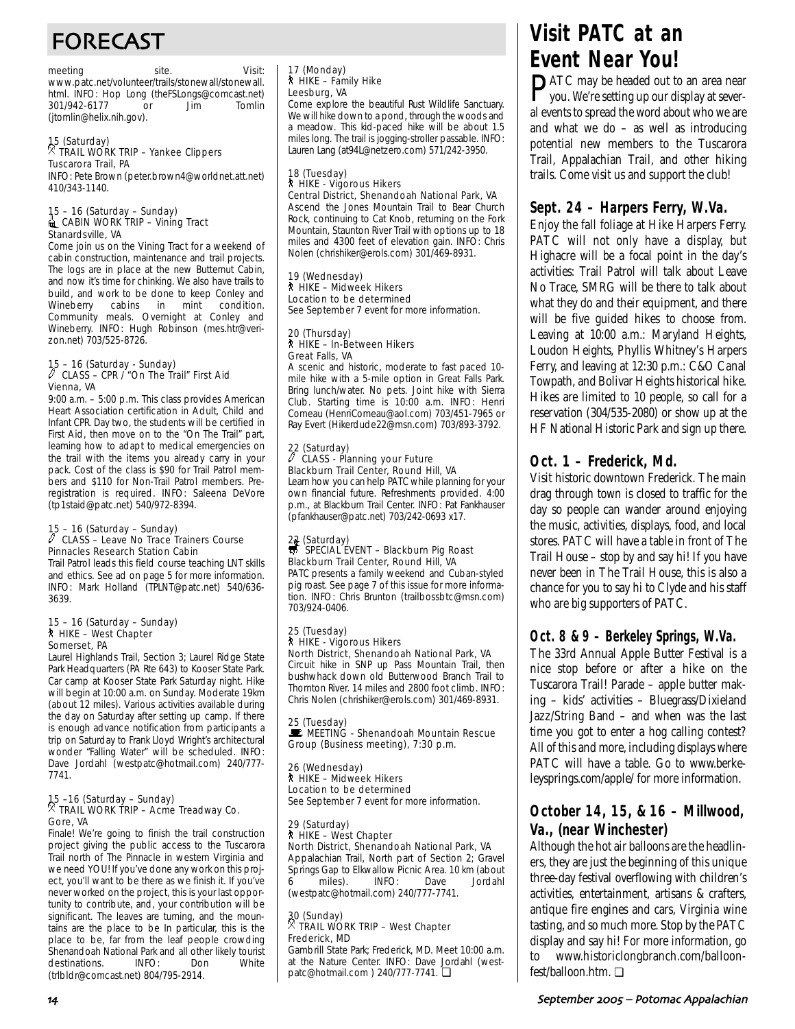# FORECAST

meeting site. Visit: www.patc.net/volunteer/trails/stonewall/stonewall.html. INFO: Hop Long (theFSLongs@comcast.net) 301/942-6177 or Jim Tomlin (jtomlin@helix.nih.gov).

15 (Saturday)
TRAIL WORK TRIP – Yankee Clippers
Tuscarora Trail, PA
INFO: Pete Brown (peter.brown4@worldnet.att.net) 410/343-1140.

15 – 16 (Saturday – Sunday)
CABIN WORK TRIP – Vining Tract
Stanardsville, VA
Come join us on the Vining Tract for a weekend of cabin construction, maintenance and trail projects. The logs are in place at the new Butternut Cabin, and now it's time for chinking. We also have trails to build, and work to be done to keep Conley and Wineberry cabins in mint condition. Community meals. Overnight at Conley and Wineberry. INFO: Hugh Robinson (mes.htr@verizon.net) 703/525-8726.

15 – 16 (Saturday - Sunday)
CLASS – CPR / "On The Trail" First Aid
Vienna, VA
9:00 a.m. – 5:00 p.m. This class provides American Heart Association certification in Adult, Child and Infant CPR. Day two, the students will be certified in First Aid, then move on to the "On The Trail" part, learning how to adapt to medical emergencies on the trail with the items you already carry in your pack. Cost of the class is $90 for Trail Patrol members and $110 for Non-Trail Patrol members. Pre-registration is required. INFO: Saleena DeVore (tp1staid@patc.net) 540/972-8394.

15 – 16 (Saturday – Sunday)
CLASS – Leave No Trace Trainers Course
Pinnacles Research Station Cabin
Trail Patrol leads this field course teaching LNT skills and ethics. See ad on page 5 for more information. INFO: Mark Holland (TPLNT@patc.net) 540/636-3639.

15 – 16 (Saturday – Sunday)
HIKE – West Chapter
Somerset, PA
Laurel Highlands Trail, Section 3; Laurel Ridge State Park Headquarters (PA Rte 643) to Kooser State Park. Car camp at Kooser State Park Saturday night. Hike will begin at 10:00 a.m. on Sunday. Moderate 19km (about 12 miles). Various activities available during the day on Saturday after setting up camp. If there is enough advance notification from participants a trip on Saturday to Frank Lloyd Wright's architectural wonder "Falling Water" will be scheduled. INFO: Dave Jordahl (westpatc@hotmail.com) 240/777-7741.

15 –16 (Saturday – Sunday)
TRAIL WORK TRIP – Acme Treadway Co.
Gore, VA
Finale! We're going to finish the trail construction project giving the public access to the Tuscarora Trail north of The Pinnacle in western Virginia and we need YOU! If you've done any work on this project, you'll want to be there as we finish it. If you've never worked on the project, this is your last opportunity to contribute, and, your contribution will be significant. The leaves are turning, and the mountains are the place to be In particular, this is the place to be, far from the leaf people crowding Shenandoah National Park and all other likely tourist destinations. INFO: Don White (trlbldr@comcast.net) 804/795-2914.

17 (Monday)
HIKE – Family Hike
Leesburg, VA
Come explore the beautiful Rust Wildlife Sanctuary. We will hike down to a pond, through the woods and a meadow. This kid-paced hike will be about 1.5 miles long. The trail is jogging-stroller passable. INFO: Lauren Lang (at94L@netzero.com) 571/242-3950.

18 (Tuesday)
HIKE - Vigorous Hikers
Central District, Shenandoah National Park, VA
Ascend the Jones Mountain Trail to Bear Church Rock, continuing to Cat Knob, returning on the Fork Mountain, Staunton River Trail with options up to 18 miles and 4300 feet of elevation gain. INFO: Chris Nolen (chrishiker@erols.com) 301/469-8931.

19 (Wednesday)
HIKE – Midweek Hikers
Location to be determined
See September 7 event for more information.

20 (Thursday)
HIKE – In-Between Hikers
Great Falls, VA
A scenic and historic, moderate to fast paced 10-mile hike with a 5-mile option in Great Falls Park. Bring lunch/water. No pets. Joint hike with Sierra Club. Starting time is 10:00 a.m. INFO: Henri Comeau (HenriComeau@aol.com) 703/451-7965 or Ray Evert (Hikerdude22@msn.com) 703/893-3792.

22 (Saturday)
CLASS - Planning your Future
Blackburn Trail Center, Round Hill, VA
Learn how you can help PATC while planning for your own financial future. Refreshments provided. 4:00 p.m., at Blackburn Trail Center. INFO: Pat Fankhauser (pfankhauser@patc.net) 703/242-0693 x17.

22 (Saturday)
SPECIAL EVENT – Blackburn Pig Roast
Blackburn Trail Center, Round Hill, VA
PATC presents a family weekend and Cuban-styled pig roast. See page 7 of this issue for more information. INFO: Chris Brunton (trailbossbtc@msn.com) 703/924-0406.

25 (Tuesday)
HIKE - Vigorous Hikers
North District, Shenandoah National Park, VA
Circuit hike in SNP up Pass Mountain Trail, then bushwhack down old Butterwood Branch Trail to Thornton River. 14 miles and 2800 foot climb. INFO: Chris Nolen (chrishiker@erols.com) 301/469-8931.

25 (Tuesday)
MEETING - Shenandoah Mountain Rescue Group (Business meeting), 7:30 p.m.

26 (Wednesday)
HIKE – Midweek Hikers
Location to be determined
See September 7 event for more information.

29 (Saturday)
HIKE – West Chapter
North District, Shenandoah National Park, VA
Appalachian Trail, North part of Section 2; Gravel Springs Gap to Elkwallow Picnic Area. 10 km (about 6 miles). INFO: Dave Jordahl (westpatc@hotmail.com) 240/777-7741.

30 (Sunday)
TRAIL WORK TRIP – West Chapter
Frederick, MD
Gambrill State Park; Frederick, MD. Meet 10:00 a.m. at the Nature Center. INFO: Dave Jordahl (westpatc@hotmail.com ) 240/777-7741. ❑

# Visit PATC at an Event Near You!

PATC may be headed out to an area near you. We're setting up our display at several events to spread the word about who we are and what we do – as well as introducing potential new members to the Tuscarora Trail, Appalachian Trail, and other hiking trails. Come visit us and support the club!

## Sept. 24 – Harpers Ferry, W.Va.

Enjoy the fall foliage at Hike Harpers Ferry. PATC will not only have a display, but Highacre will be a focal point in the day's activities: Trail Patrol will talk about Leave No Trace, SMRG will be there to talk about what they do and their equipment, and there will be five guided hikes to choose from. Leaving at 10:00 a.m.: Maryland Heights, Loudon Heights, Phyllis Whitney's Harpers Ferry, and leaving at 12:30 p.m.: C&O Canal Towpath, and Bolivar Heights historical hike. Hikes are limited to 10 people, so call for a reservation (304/535-2080) or show up at the HF National Historic Park and sign up there.

## Oct. 1 – Frederick, Md.

Visit historic downtown Frederick. The main drag through town is closed to traffic for the day so people can wander around enjoying the music, activities, displays, food, and local stores. PATC will have a table in front of The Trail House – stop by and say hi! If you have never been in The Trail House, this is also a chance for you to say hi to Clyde and his staff who are big supporters of PATC.

## Oct. 8 & 9 – Berkeley Springs, W.Va.

The 33rd Annual Apple Butter Festival is a nice stop before or after a hike on the Tuscarora Trail! Parade – apple butter making – kids' activities – Bluegrass/Dixieland Jazz/String Band – and when was the last time you got to enter a hog calling contest? All of this and more, including displays where PATC will have a table. Go to www.berkeleysprings.com/apple/ for more information.

## October 14, 15, & 16 – Millwood, Va., (near Winchester)

Although the hot air balloons are the headliners, they are just the beginning of this unique three-day festival overflowing with children's activities, entertainment, artisans & crafters, antique fire engines and cars, Virginia wine tasting, and so much more. Stop by the PATC display and say hi! For more information, go to www.historiclongbranch.com/balloonfest/balloon.htm. ❑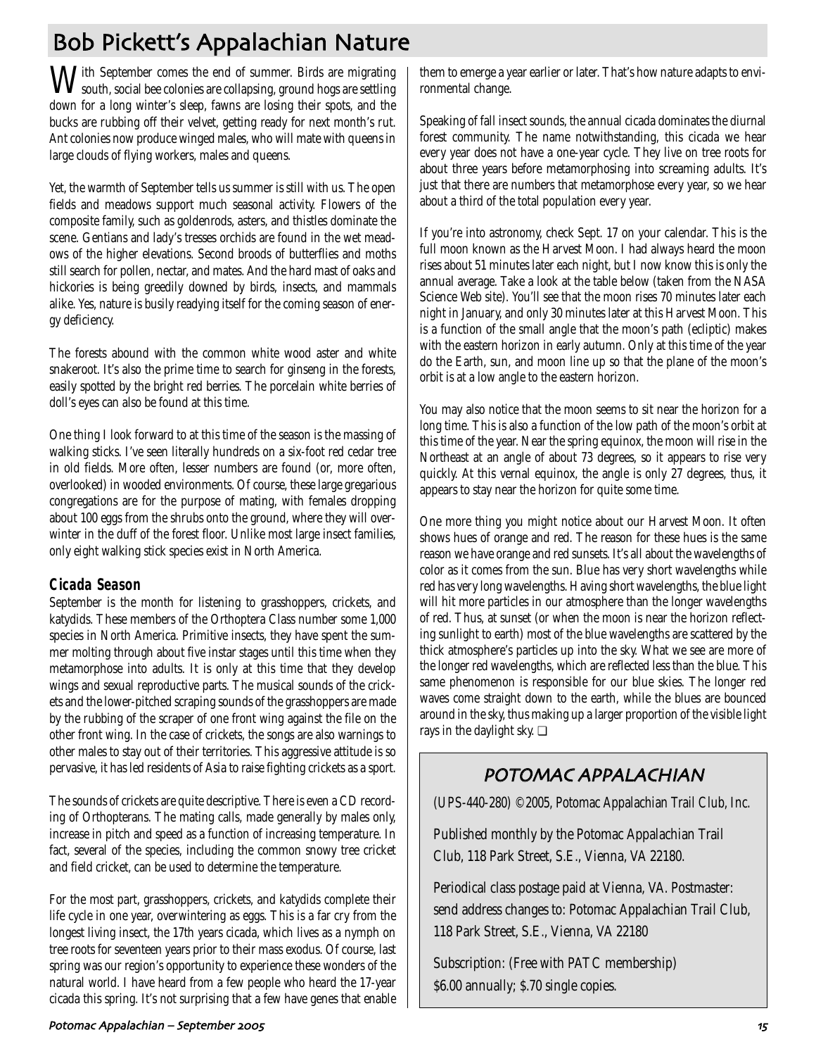# Bob Pickett's Appalachian Nature

With September comes the end of summer. Birds are migrating south, social bee colonies are collapsing, ground hogs are settling down for a long winter's sleep, fawns are losing their spots, and the bucks are rubbing off their velvet, getting ready for next month's rut. Ant colonies now produce winged males, who will mate with queens in large clouds of flying workers, males and queens.

Yet, the warmth of September tells us summer is still with us. The open fields and meadows support much seasonal activity. Flowers of the composite family, such as goldenrods, asters, and thistles dominate the scene. Gentians and lady's tresses orchids are found in the wet meadows of the higher elevations. Second broods of butterflies and moths still search for pollen, nectar, and mates. And the hard mast of oaks and hickories is being greedily downed by birds, insects, and mammals alike. Yes, nature is busily readying itself for the coming season of energy deficiency.

The forests abound with the common white wood aster and white snakeroot. It's also the prime time to search for ginseng in the forests, easily spotted by the bright red berries. The porcelain white berries of doll's eyes can also be found at this time.

One thing I look forward to at this time of the season is the massing of walking sticks. I've seen literally hundreds on a six-foot red cedar tree in old fields. More often, lesser numbers are found (or, more often, overlooked) in wooded environments. Of course, these large gregarious congregations are for the purpose of mating, with females dropping about 100 eggs from the shrubs onto the ground, where they will overwinter in the duff of the forest floor. Unlike most large insect families, only eight walking stick species exist in North America.

## Cicada Season

September is the month for listening to grasshoppers, crickets, and katydids. These members of the Orthoptera Class number some 1,000 species in North America. Primitive insects, they have spent the summer molting through about five instar stages until this time when they metamorphose into adults. It is only at this time that they develop wings and sexual reproductive parts. The musical sounds of the crickets and the lower-pitched scraping sounds of the grasshoppers are made by the rubbing of the scraper of one front wing against the file on the other front wing. In the case of crickets, the songs are also warnings to other males to stay out of their territories. This aggressive attitude is so pervasive, it has led residents of Asia to raise fighting crickets as a sport.

The sounds of crickets are quite descriptive. There is even a CD recording of Orthopterans. The mating calls, made generally by males only, increase in pitch and speed as a function of increasing temperature. In fact, several of the species, including the common snowy tree cricket and field cricket, can be used to determine the temperature.

For the most part, grasshoppers, crickets, and katydids complete their life cycle in one year, overwintering as eggs. This is a far cry from the longest living insect, the 17th years cicada, which lives as a nymph on tree roots for seventeen years prior to their mass exodus. Of course, last spring was our region's opportunity to experience these wonders of the natural world. I have heard from a few people who heard the 17-year cicada this spring. It's not surprising that a few have genes that enable them to emerge a year earlier or later. That's how nature adapts to environmental change.

Speaking of fall insect sounds, the annual cicada dominates the diurnal forest community. The name notwithstanding, this cicada we hear every year does not have a one-year cycle. They live on tree roots for about three years before metamorphosing into screaming adults. It's just that there are numbers that metamorphose every year, so we hear about a third of the total population every year.

If you're into astronomy, check Sept. 17 on your calendar. This is the full moon known as the Harvest Moon. I had always heard the moon rises about 51 minutes later each night, but I now know this is only the annual average. Take a look at the table below (taken from the NASA Science Web site). You'll see that the moon rises 70 minutes later each night in January, and only 30 minutes later at this Harvest Moon. This is a function of the small angle that the moon's path (ecliptic) makes with the eastern horizon in early autumn. Only at this time of the year do the Earth, sun, and moon line up so that the plane of the moon's orbit is at a low angle to the eastern horizon.

You may also notice that the moon seems to sit near the horizon for a long time. This is also a function of the low path of the moon's orbit at this time of the year. Near the spring equinox, the moon will rise in the Northeast at an angle of about 73 degrees, so it appears to rise very quickly. At this vernal equinox, the angle is only 27 degrees, thus, it appears to stay near the horizon for quite some time.

One more thing you might notice about our Harvest Moon. It often shows hues of orange and red. The reason for these hues is the same reason we have orange and red sunsets. It's all about the wavelengths of color as it comes from the sun. Blue has very short wavelengths while red has very long wavelengths. Having short wavelengths, the blue light will hit more particles in our atmosphere than the longer wavelengths of red. Thus, at sunset (or when the moon is near the horizon reflecting sunlight to earth) most of the blue wavelengths are scattered by the thick atmosphere's particles up into the sky. What we see are more of the longer red wavelengths, which are reflected less than the blue. This same phenomenon is responsible for our blue skies. The longer red waves come straight down to the earth, while the blues are bounced around in the sky, thus making up a larger proportion of the visible light rays in the daylight sky. ❑

## POTOMAC APPALACHIAN

(UPS-440-280) ©2005, Potomac Appalachian Trail Club, Inc.

Published monthly by the Potomac Appalachian Trail Club, 118 Park Street, S.E., Vienna, VA 22180.

Periodical class postage paid at Vienna, VA. Postmaster: send address changes to: Potomac Appalachian Trail Club, 118 Park Street, S.E., Vienna, VA 22180

Subscription: (Free with PATC membership) $6.00 annually; $.70 single copies.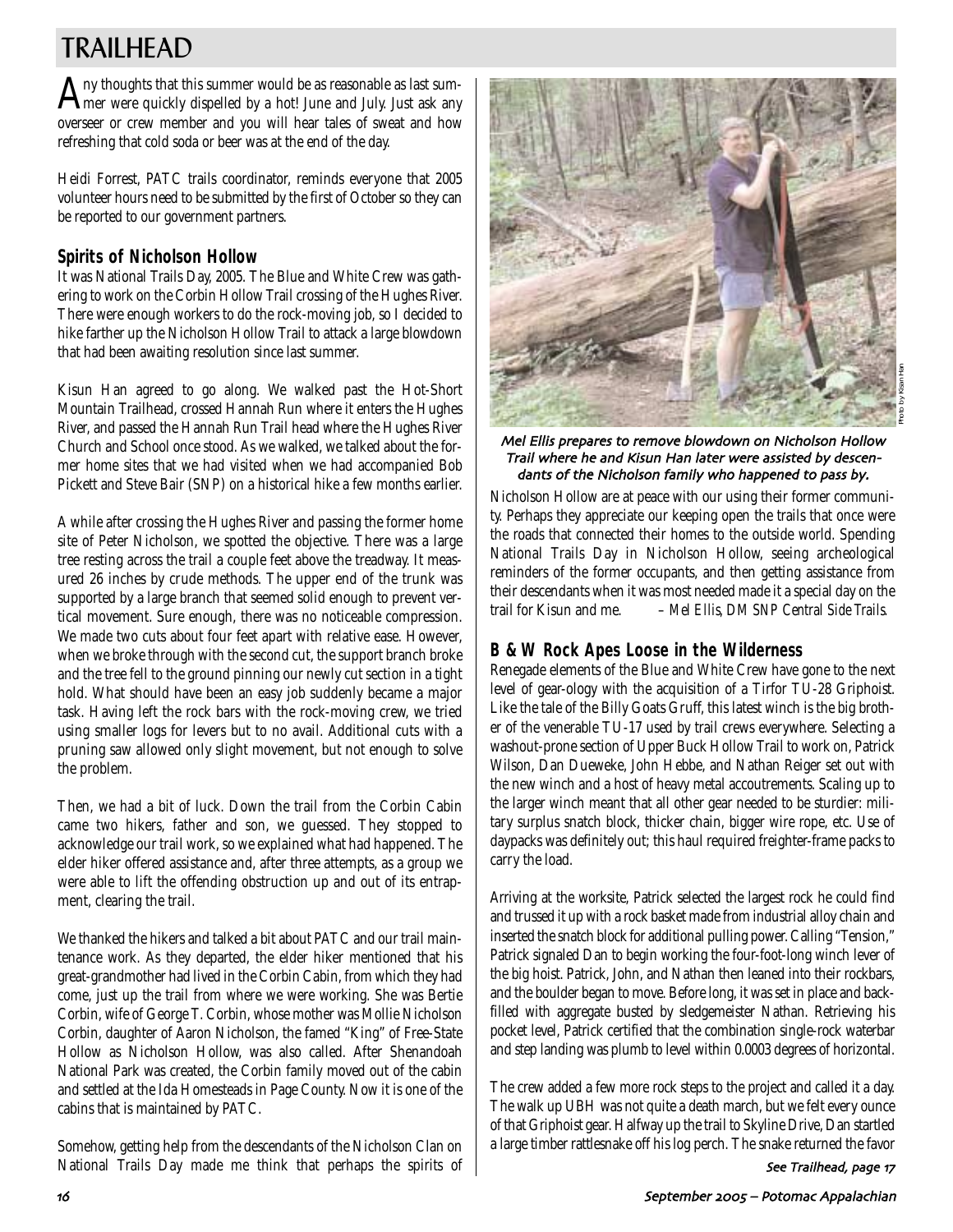# TRAILHEAD

Any thoughts that this summer would be as reasonable as last summer were quickly dispelled by a hot! June and July. Just ask any overseer or crew member and you will hear tales of sweat and how refreshing that cold soda or beer was at the end of the day.

Heidi Forrest, PATC trails coordinator, reminds everyone that 2005 volunteer hours need to be submitted by the first of October so they can be reported to our government partners.

## Spirits of Nicholson Hollow

It was National Trails Day, 2005. The Blue and White Crew was gathering to work on the Corbin Hollow Trail crossing of the Hughes River. There were enough workers to do the rock-moving job, so I decided to hike farther up the Nicholson Hollow Trail to attack a large blowdown that had been awaiting resolution since last summer.

Kisun Han agreed to go along. We walked past the Hot-Short Mountain Trailhead, crossed Hannah Run where it enters the Hughes River, and passed the Hannah Run Trail head where the Hughes River Church and School once stood. As we walked, we talked about the former home sites that we had visited when we had accompanied Bob Pickett and Steve Bair (SNP) on a historical hike a few months earlier.

A while after crossing the Hughes River and passing the former home site of Peter Nicholson, we spotted the objective. There was a large tree resting across the trail a couple feet above the treadway. It measured 26 inches by crude methods. The upper end of the trunk was supported by a large branch that seemed solid enough to prevent vertical movement. Sure enough, there was no noticeable compression. We made two cuts about four feet apart with relative ease. However, when we broke through with the second cut, the support branch broke and the tree fell to the ground pinning our newly cut section in a tight hold. What should have been an easy job suddenly became a major task. Having left the rock bars with the rock-moving crew, we tried using smaller logs for levers but to no avail. Additional cuts with a pruning saw allowed only slight movement, but not enough to solve the problem.

Then, we had a bit of luck. Down the trail from the Corbin Cabin came two hikers, father and son, we guessed. They stopped to acknowledge our trail work, so we explained what had happened. The elder hiker offered assistance and, after three attempts, as a group we were able to lift the offending obstruction up and out of its entrapment, clearing the trail.

We thanked the hikers and talked a bit about PATC and our trail maintenance work. As they departed, the elder hiker mentioned that his great-grandmother had lived in the Corbin Cabin, from which they had come, just up the trail from where we were working. She was Bertie Corbin, wife of George T. Corbin, whose mother was Mollie Nicholson Corbin, daughter of Aaron Nicholson, the famed "King" of Free-State Hollow as Nicholson Hollow, was also called. After Shenandoah National Park was created, the Corbin family moved out of the cabin and settled at the Ida Homesteads in Page County. Now it is one of the cabins that is maintained by PATC.

Somehow, getting help from the descendants of the Nicholson Clan on National Trails Day made me think that perhaps the spirits of Nicholson Hollow are at peace with our using their former community. Perhaps they appreciate our keeping open the trails that once were the roads that connected their homes to the outside world. Spending National Trails Day in Nicholson Hollow, seeing archeological reminders of the former occupants, and then getting assistance from their descendants when it was most needed made it a special day on the trail for Kisun and me. *– Mel Ellis, DM SNP Central Side Trails.*

Photo by Kisun Han

*Mel Ellis prepares to remove blowdown on Nicholson Hollow Trail where he and Kisun Han later were assisted by descendants of the Nicholson family who happened to pass by.*

## B & W Rock Apes Loose in the Wilderness

Renegade elements of the Blue and White Crew have gone to the next level of gear-ology with the acquisition of a Tirfor TU-28 Griphoist. Like the tale of the Billy Goats Gruff, this latest winch is the big brother of the venerable TU-17 used by trail crews everywhere. Selecting a washout-prone section of Upper Buck Hollow Trail to work on, Patrick Wilson, Dan Dueweke, John Hebbe, and Nathan Reiger set out with the new winch and a host of heavy metal accoutrements. Scaling up to the larger winch meant that all other gear needed to be sturdier: military surplus snatch block, thicker chain, bigger wire rope, etc. Use of daypacks was definitely out; this haul required freighter-frame packs to carry the load.

Arriving at the worksite, Patrick selected the largest rock he could find and trussed it up with a rock basket made from industrial alloy chain and inserted the snatch block for additional pulling power. Calling "Tension," Patrick signaled Dan to begin working the four-foot-long winch lever of the big hoist. Patrick, John, and Nathan then leaned into their rockbars, and the boulder began to move. Before long, it was set in place and backfilled with aggregate busted by sledgemeister Nathan. Retrieving his pocket level, Patrick certified that the combination single-rock waterbar and step landing was plumb to level within 0.0003 degrees of horizontal.

The crew added a few more rock steps to the project and called it a day. The walk up UBH was not quite a death march, but we felt every ounce of that Griphoist gear. Halfway up the trail to Skyline Drive, Dan startled a large timber rattlesnake off his log perch. The snake returned the favor

*See Trailhead, page 17*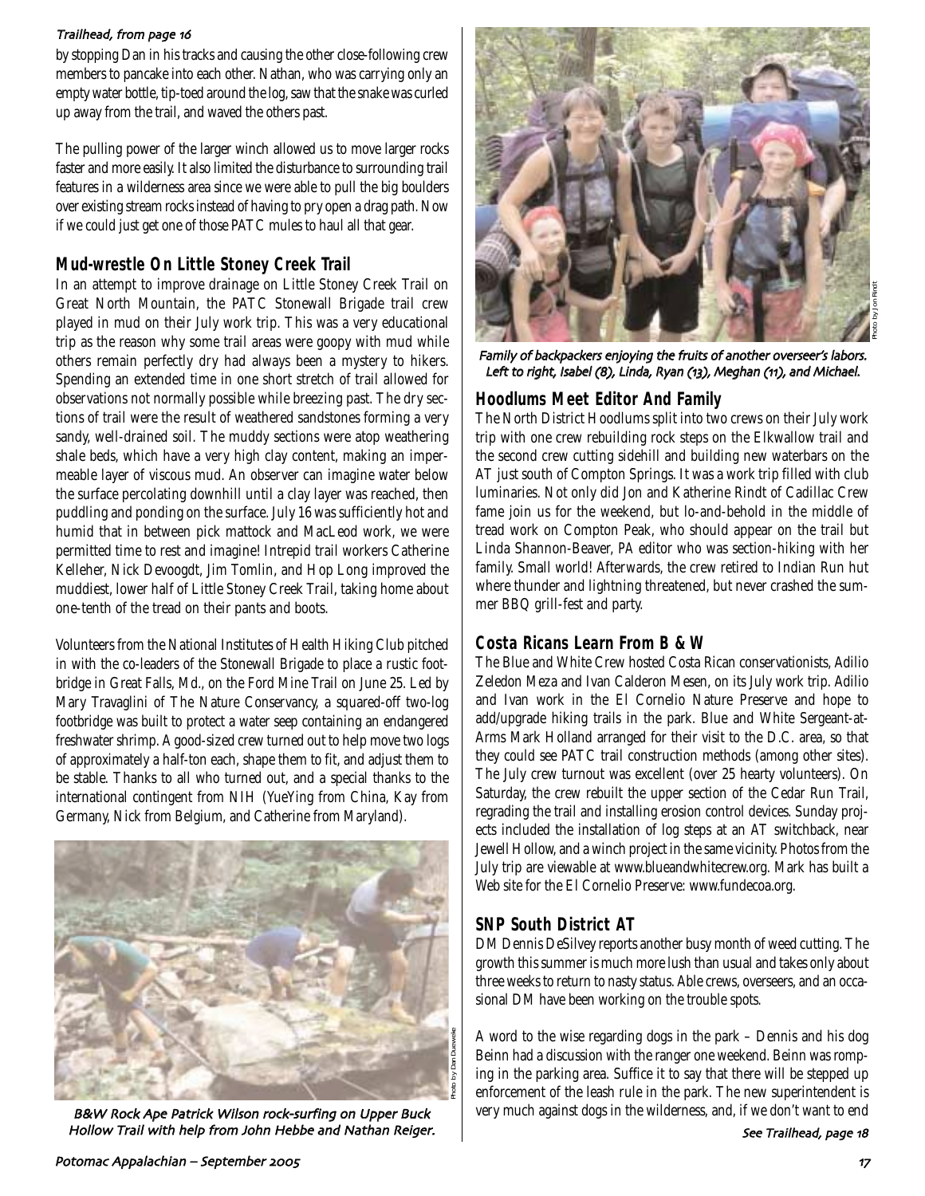*Trailhead, from page 16*

by stopping Dan in his tracks and causing the other close-following crew members to pancake into each other. Nathan, who was carrying only an empty water bottle, tip-toed around the log, saw that the snake was curled up away from the trail, and waved the others past.

The pulling power of the larger winch allowed us to move larger rocks faster and more easily. It also limited the disturbance to surrounding trail features in a wilderness area since we were able to pull the big boulders over existing stream rocks instead of having to pry open a drag path. Now if we could just get one of those PATC mules to haul all that gear.

## Mud-wrestle On Little Stoney Creek Trail

In an attempt to improve drainage on Little Stoney Creek Trail on Great North Mountain, the PATC Stonewall Brigade trail crew played in mud on their July work trip. This was a very educational trip as the reason why some trail areas were goopy with mud while others remain perfectly dry had always been a mystery to hikers. Spending an extended time in one short stretch of trail allowed for observations not normally possible while breezing past. The dry sections of trail were the result of weathered sandstones forming a very sandy, well-drained soil. The muddy sections were atop weathering shale beds, which have a very high clay content, making an impermeable layer of viscous mud. An observer can imagine water below the surface percolating downhill until a clay layer was reached, then puddling and ponding on the surface. July 16 was sufficiently hot and humid that in between pick mattock and MacLeod work, we were permitted time to rest and imagine! Intrepid trail workers Catherine Kelleher, Nick Devooogdt, Jim Tomlin, and Hop Long improved the muddiest, lower half of Little Stoney Creek Trail, taking home about one-tenth of the tread on their pants and boots.

Volunteers from the National Institutes of Health Hiking Club pitched in with the co-leaders of the Stonewall Brigade to place a rustic footbridge in Great Falls, Md., on the Ford Mine Trail on June 25. Led by Mary Travaglini of The Nature Conservancy, a squared-off two-log footbridge was built to protect a water seep containing an endangered freshwater shrimp. A good-sized crew turned out to help move two logs of approximately a half-ton each, shape them to fit, and adjust them to be stable. Thanks to all who turned out, and a special thanks to the international contingent from NIH (YueYing from China, Kay from Germany, Nick from Belgium, and Catherine from Maryland).

*B&W Rock Ape Patrick Wilson rock-surfing on Upper Buck Hollow Trail with help from John Hebbe and Nathan Reiger.*

Photo by Dan Dueweke

*Family of backpackers enjoying the fruits of another overseer's labors. Left to right, Isabel (8), Linda, Ryan (13), Meghan (11), and Michael.*

Photo by Jon Rindt

## Hoodlums Meet Editor And Family

The North District Hoodlums split into two crews on their July work trip with one crew rebuilding rock steps on the Elkwallow trail and the second crew cutting sidehill and building new waterbars on the AT just south of Compton Springs. It was a work trip filled with club luminaries. Not only did Jon and Katherine Rindt of Cadillac Crew fame join us for the weekend, but lo-and-behold in the middle of tread work on Compton Peak, who should appear on the trail but Linda Shannon-Beaver, *PA* editor who was section-hiking with her family. Small world! Afterwards, the crew retired to Indian Run hut where thunder and lightning threatened, but never crashed the summer BBQ grill-fest and party.

## Costa Ricans Learn From B & W

The Blue and White Crew hosted Costa Rican conservationists, Adilio Zeledon Meza and Ivan Calderon Mesen, on its July work trip. Adilio and Ivan work in the El Cornelio Nature Preserve and hope to add/upgrade hiking trails in the park. Blue and White Sergeant-at-Arms Mark Holland arranged for their visit to the D.C. area, so that they could see PATC trail construction methods (among other sites). The July crew turnout was excellent (over 25 hearty volunteers). On Saturday, the crew rebuilt the upper section of the Cedar Run Trail, regrading the trail and installing erosion control devices. Sunday projects included the installation of log steps at an AT switchback, near Jewell Hollow, and a winch project in the same vicinity. Photos from the July trip are viewable at www.blueandwhitecrew.org. Mark has built a Web site for the El Cornelio Preserve: www.fundecoa.org.

## SNP South District AT

DM Dennis DeSilvey reports another busy month of weed cutting. The growth this summer is much more lush than usual and takes only about three weeks to return to nasty status. Able crews, overseers, and an occasional DM have been working on the trouble spots.

A word to the wise regarding dogs in the park – Dennis and his dog Beinn had a discussion with the ranger one weekend. Beinn was romping in the parking area. Suffice it to say that there will be stepped up enforcement of the leash rule in the park. The new superintendent is very much against dogs in the wilderness, and, if we don't want to end

*See Trailhead, page 18*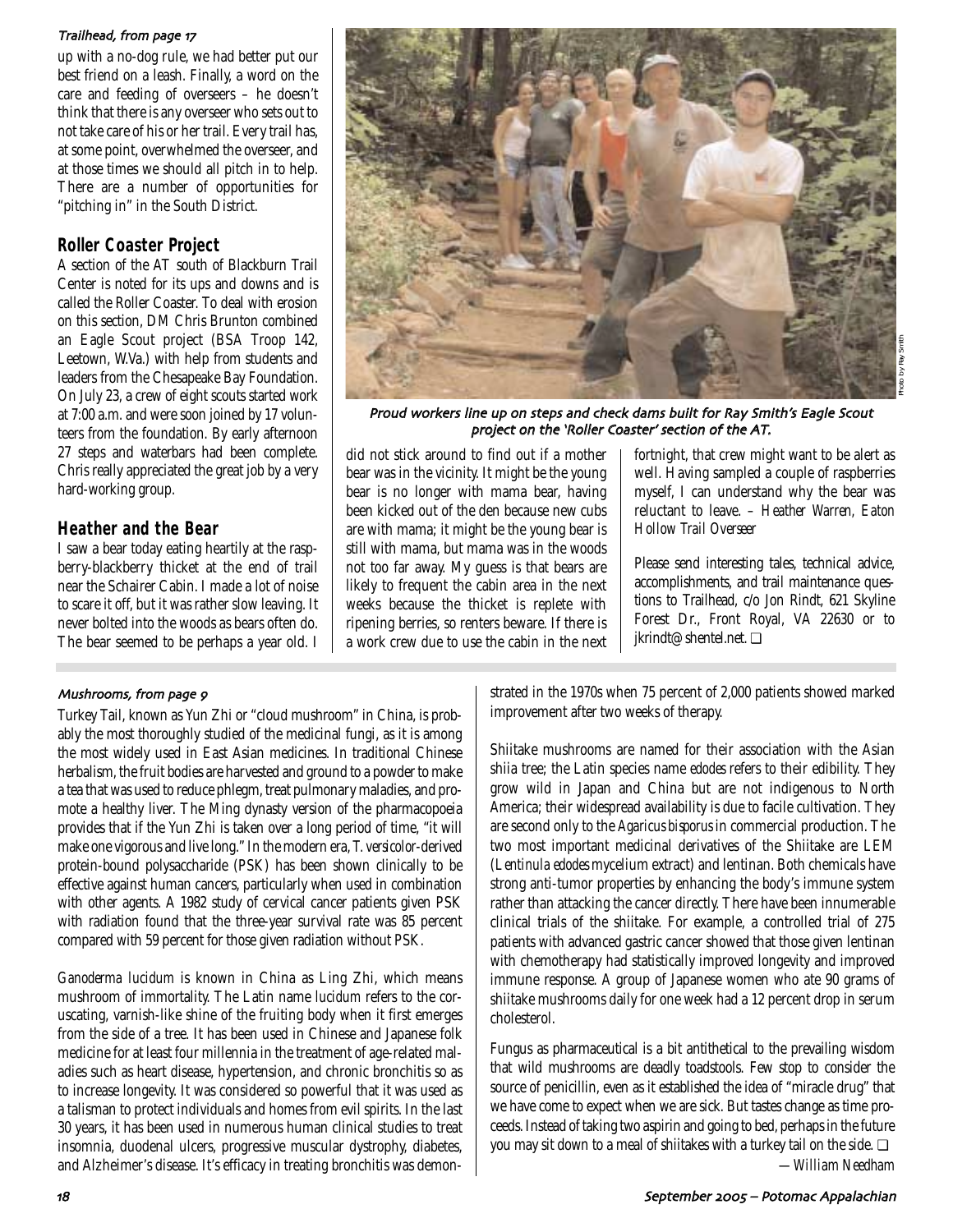*Trailhead, from page 17*

up with a no-dog rule, we had better put our best friend on a leash. Finally, a word on the care and feeding of overseers – he doesn't think that there is any overseer who sets out to not take care of his or her trail. Every trail has, at some point, overwhelmed the overseer, and at those times we should all pitch in to help. There are a number of opportunities for "pitching in" in the South District.

## Roller Coaster Project

A section of the AT south of Blackburn Trail Center is noted for its ups and downs and is called the Roller Coaster. To deal with erosion on this section, DM Chris Brunton combined an Eagle Scout project (BSA Troop 142, Leetown, W.Va.) with help from students and leaders from the Chesapeake Bay Foundation. On July 23, a crew of eight scouts started work at 7:00 a.m. and were soon joined by 17 volunteers from the foundation. By early afternoon 27 steps and waterbars had been complete. Chris really appreciated the great job by a very hard-working group.

## Heather and the Bear

I saw a bear today eating heartily at the raspberry-blackberry thicket at the end of trail near the Schairer Cabin. I made a lot of noise to scare it off, but it was rather slow leaving. It never bolted into the woods as bears often do. The bear seemed to be perhaps a year old. I did not stick around to find out if a mother bear was in the vicinity. It might be the young bear is no longer with mama bear, having been kicked out of the den because new cubs are with mama; it might be the young bear is still with mama, but mama was in the woods not too far away. My guess is that bears are likely to frequent the cabin area in the next weeks because the thicket is replete with ripening berries, so renters beware. If there is a work crew due to use the cabin in the next fortnight, that crew might want to be alert as well. Having sampled a couple of raspberries myself, I can understand why the bear was reluctant to leave. *– Heather Warren, Eaton Hollow Trail Overseer*

Photo by Ray Smith

*Proud workers line up on steps and check dams built for Ray Smith's Eagle Scout project on the 'Roller Coaster' section of the AT.*

Please send interesting tales, technical advice, accomplishments, and trail maintenance questions to Trailhead, c/o Jon Rindt, 621 Skyline Forest Dr., Front Royal, VA 22630 or to jkrindt@shentel.net. ❑

*Mushrooms, from page 9*

Turkey Tail, known as Yun Zhi or "cloud mushroom" in China, is probably the most thoroughly studied of the medicinal fungi, as it is among the most widely used in East Asian medicines. In traditional Chinese herbalism, the fruit bodies are harvested and ground to a powder to make a tea that was used to reduce phlegm, treat pulmonary maladies, and promote a healthy liver. The Ming dynasty version of the pharmacopoeia provides that if the Yun Zhi is taken over a long period of time, "it will make one vigorous and live long." In the modern era, *T. versicolor*-derived protein-bound polysaccharide (PSK) has been shown clinically to be effective against human cancers, particularly when used in combination with other agents. A 1982 study of cervical cancer patients given PSK with radiation found that the three-year survival rate was 85 percent compared with 59 percent for those given radiation without PSK.

*Ganoderma lucidum* is known in China as Ling Zhi, which means mushroom of immortality. The Latin name *lucidum* refers to the coruscating, varnish-like shine of the fruiting body when it first emerges from the side of a tree. It has been used in Chinese and Japanese folk medicine for at least four millennia in the treatment of age-related maladies such as heart disease, hypertension, and chronic bronchitis so as to increase longevity. It was considered so powerful that it was used as a talisman to protect individuals and homes from evil spirits. In the last 30 years, it has been used in numerous human clinical studies to treat insomnia, duodenal ulcers, progressive muscular dystrophy, diabetes, and Alzheimer's disease. It's efficacy in treating bronchitis was demonstrated in the 1970s when 75 percent of 2,000 patients showed marked improvement after two weeks of therapy.

Shiitake mushrooms are named for their association with the Asian shiia tree; the Latin species name *edodes* refers to their edibility. They grow wild in Japan and China but are not indigenous to North America; their widespread availability is due to facile cultivation. They are second only to the *Agaricus bisporus* in commercial production. The two most important medicinal derivatives of the Shiitake are LEM (*Lentinula edodes* mycelium extract) and lentinan. Both chemicals have strong anti-tumor properties by enhancing the body's immune system rather than attacking the cancer directly. There have been innumerable clinical trials of the shiitake. For example, a controlled trial of 275 patients with advanced gastric cancer showed that those given lentinan with chemotherapy had statistically improved longevity and improved immune response. A group of Japanese women who ate 90 grams of shiitake mushrooms daily for one week had a 12 percent drop in serum cholesterol.

Fungus as pharmaceutical is a bit antithetical to the prevailing wisdom that wild mushrooms are deadly toadstools. Few stop to consider the source of penicillin, even as it established the idea of "miracle drug" that we have come to expect when we are sick. But tastes change as time proceeds. Instead of taking two aspirin and going to bed, perhaps in the future you may sit down to a meal of shiitakes with a turkey tail on the side. ❑

*—William Needham*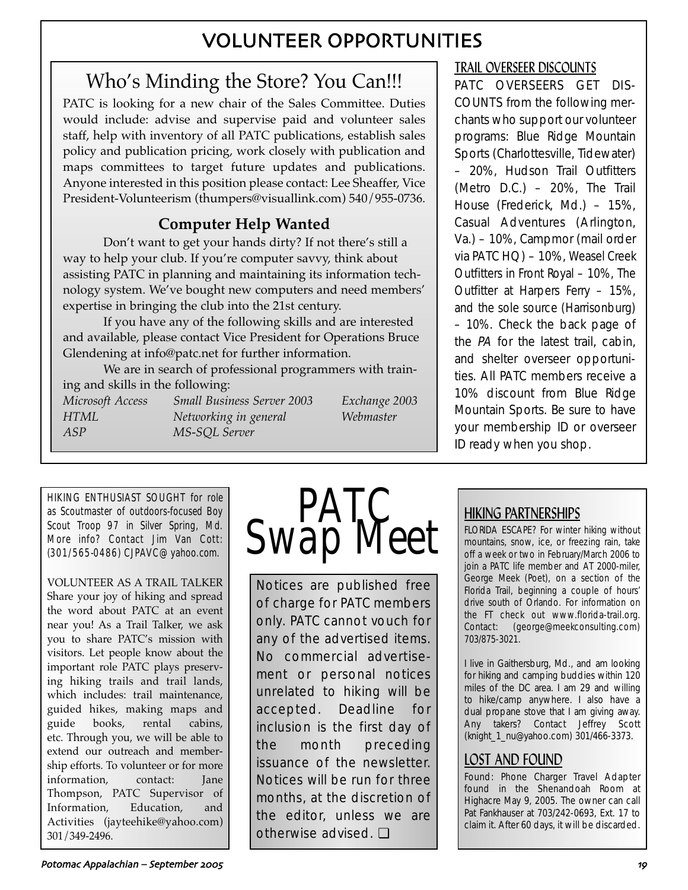# VOLUNTEER OPPORTUNITIES

## Who's Minding the Store? You Can!!!

PATC is looking for a new chair of the Sales Committee. Duties would include: advise and supervise paid and volunteer sales staff, help with inventory of all PATC publications, establish sales policy and publication pricing, work closely with publication and maps committees to target future updates and publications. Anyone interested in this position please contact: Lee Sheaffer, Vice President-Volunteerism (thumpers@visuallink.com) 540/955-0736.

### Computer Help Wanted

Don't want to get your hands dirty? If not there's still a way to help your club. If you're computer savvy, think about assisting PATC in planning and maintaining its information technology system. We've bought new computers and need members' expertise in bringing the club into the 21st century.

If you have any of the following skills and are interested and available, please contact Vice President for Operations Bruce Glendening at info@patc.net for further information.

We are in search of professional programmers with training and skills in the following:

*Microsoft Access* | *Small Business Server 2003* | *Exchange 2003*
*HTML* | *Networking in general* | *Webmaster*
*ASP* | *MS-SQL Server*

### TRAIL OVERSEER DISCOUNTS

PATC OVERSEERS GET DISCOUNTS from the following merchants who support our volunteer programs: Blue Ridge Mountain Sports (Charlottesville, Tidewater) – 20%, Hudson Trail Outfitters (Metro D.C.) – 20%, The Trail House (Frederick, Md.) – 15%, Casual Adventures (Arlington, Va.) – 10%, Campmor (mail order via PATC HQ) – 10%, Weasel Creek Outfitters in Front Royal – 10%, The Outfitter at Harpers Ferry – 15%, and the sole source (Harrisonburg) – 10%. Check the back page of the *PA* for the latest trail, cabin, and shelter overseer opportunities. All PATC members receive a 10% discount from Blue Ridge Mountain Sports. Be sure to have your membership ID or overseer ID ready when you shop.

HIKING ENTHUSIAST SOUGHT for role as Scoutmaster of outdoors-focused Boy Scout Troop 97 in Silver Spring, Md. More info? Contact Jim Van Cott: (301/565-0486) CJPAVC@yahoo.com.

VOLUNTEER AS A TRAIL TALKER Share your joy of hiking and spread the word about PATC at an event near you! As a Trail Talker, we ask you to share PATC's mission with visitors. Let people know about the important role PATC plays preserving hiking trails and trail lands, which includes: trail maintenance, guided hikes, making maps and guide books, rental cabins, etc. Through you, we will be able to extend our outreach and membership efforts. To volunteer or for more information, contact: Jane Thompson, PATC Supervisor of Information, Education, and Activities (jayteehike@yahoo.com) 301/349-2496.

# PATC Swap Meet

Notices are published free of charge for PATC members only. PATC cannot vouch for any of the advertised items. No commercial advertisement or personal notices unrelated to hiking will be accepted. Deadline for inclusion is the first day of the month preceding issuance of the newsletter. Notices will be run for three months, at the discretion of the editor, unless we are otherwise advised. ❑

## HIKING PARTNERSHIPS

FLORIDA ESCAPE? For winter hiking without mountains, snow, ice, or freezing rain, take off a week or two in February/March 2006 to join a PATC life member and AT 2000-miler, George Meek (Poet), on a section of the Florida Trail, beginning a couple of hours' drive south of Orlando. For information on the FT check out www.florida-trail.org. Contact: (george@meekconsulting.com) 703/875-3021.

I live in Gaithersburg, Md., and am looking for hiking and camping buddies within 120 miles of the DC area. I am 29 and willing to hike/camp anywhere. I also have a dual propane stove that I am giving away. Any takers? Contact Jeffrey Scott (knight_1_nu@yahoo.com) 301/466-3373.

## LOST AND FOUND

Found: Phone Charger Travel Adapter found in the Shenandoah Room at Highacre May 9, 2005. The owner can call Pat Fankhauser at 703/242-0693, Ext. 17 to claim it. After 60 days, it will be discarded.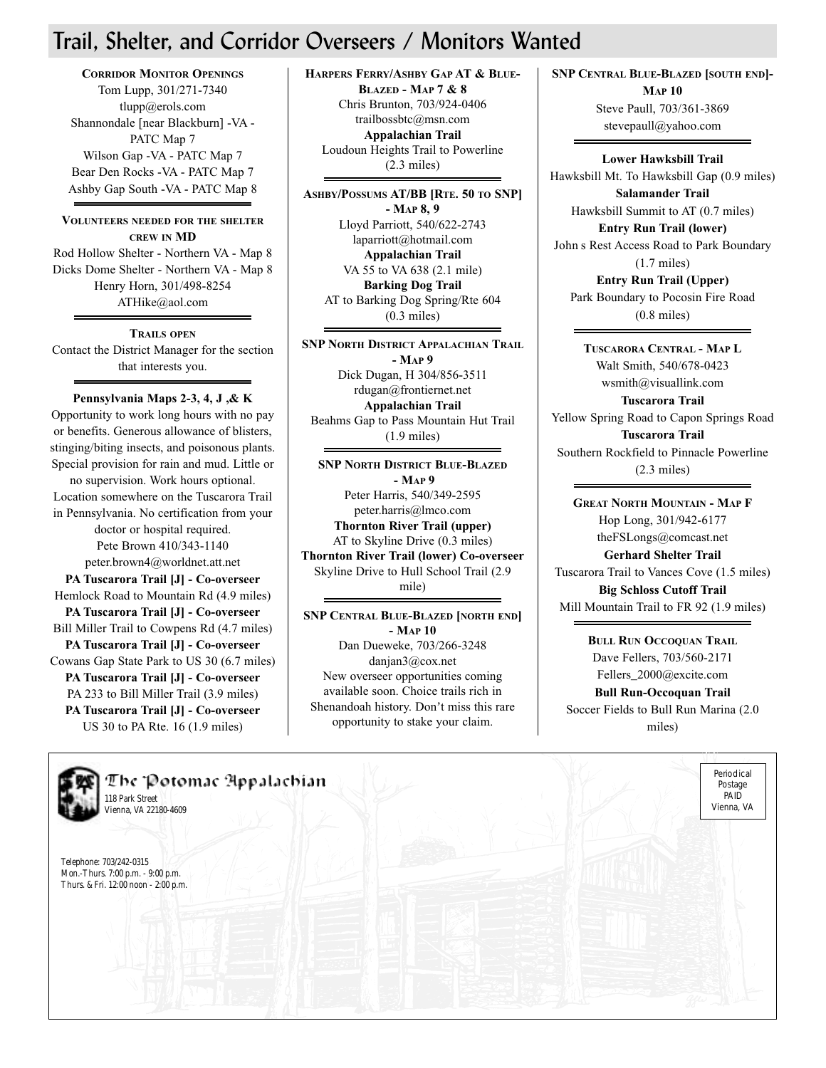# Trail, Shelter, and Corridor Overseers / Monitors Wanted

**Corridor Monitor Openings**
Tom Lupp, 301/271-7340
tlupp@erols.com
Shannondale [near Blackburn] -VA - PATC Map 7
Wilson Gap -VA - PATC Map 7
Bear Den Rocks -VA - PATC Map 7
Ashby Gap South -VA - PATC Map 8

---

**Volunteers needed for the shelter crew in MD**
Rod Hollow Shelter - Northern VA - Map 8
Dicks Dome Shelter - Northern VA - Map 8
Henry Horn, 301/498-8254
ATHike@aol.com

---

**Trails open**
Contact the District Manager for the section that interests you.

---

**Pennsylvania Maps 2-3, 4, J ,& K**
Opportunity to work long hours with no pay or benefits. Generous allowance of blisters, stinging/biting insects, and poisonous plants. Special provision for rain and mud. Little or no supervision. Work hours optional. Location somewhere on the Tuscarora Trail in Pennsylvania. No certification from your doctor or hospital required.
Pete Brown 410/343-1140
peter.brown4@worldnet.att.net
**PA Tuscarora Trail [J] - Co-overseer**
Hemlock Road to Mountain Rd (4.9 miles)
**PA Tuscarora Trail [J] - Co-overseer**
Bill Miller Trail to Cowpens Rd (4.7 miles)
**PA Tuscarora Trail [J] - Co-overseer**
Cowans Gap State Park to US 30 (6.7 miles)
**PA Tuscarora Trail [J] - Co-overseer**
PA 233 to Bill Miller Trail (3.9 miles)
**PA Tuscarora Trail [J] - Co-overseer**
US 30 to PA Rte. 16 (1.9 miles)

---

**Harpers Ferry/Ashby Gap AT & Blue-Blazed - Map 7 & 8**
Chris Brunton, 703/924-0406
trailbossbtc@msn.com
**Appalachian Trail**
Loudoun Heights Trail to Powerline (2.3 miles)

---

**Ashby/Possums AT/BB [Rte. 50 to SNP] - Map 8, 9**
Lloyd Parriott, 540/622-2743
laparriott@hotmail.com
**Appalachian Trail**
VA 55 to VA 638 (2.1 mile)
**Barking Dog Trail**
AT to Barking Dog Spring/Rte 604 (0.3 miles)

---

**SNP North District Appalachian Trail - Map 9**
Dick Dugan, H 304/856-3511
rdugan@frontiernet.net
**Appalachian Trail**
Beahms Gap to Pass Mountain Hut Trail (1.9 miles)

---

**SNP North District Blue-Blazed - Map 9**
Peter Harris, 540/349-2595
peter.harris@lmco.com
**Thornton River Trail (upper)**
AT to Skyline Drive (0.3 miles)
**Thornton River Trail (lower) Co-overseer**
Skyline Drive to Hull School Trail (2.9 mile)

---

**SNP Central Blue-Blazed [north end] - Map 10**
Dan Dueweke, 703/266-3248
danjan3@cox.net
New overseer opportunities coming available soon. Choice trails rich in Shenandoah history. Don't miss this rare opportunity to stake your claim.

---

**SNP Central Blue-Blazed [south end]- Map 10**
Steve Paull, 703/361-3869
stevepaull@yahoo.com

---

**Lower Hawksbill Trail**
Hawksbill Mt. To Hawksbill Gap (0.9 miles)
**Salamander Trail**
Hawksbill Summit to AT (0.7 miles)
**Entry Run Trail (lower)**
John s Rest Access Road to Park Boundary (1.7 miles)
**Entry Run Trail (Upper)**
Park Boundary to Pocosin Fire Road (0.8 miles)

---

**Tuscarora Central - Map L**
Walt Smith, 540/678-0423
wsmith@visuallink.com
**Tuscarora Trail**
Yellow Spring Road to Capon Springs Road
**Tuscarora Trail**
Southern Rockfield to Pinnacle Powerline (2.3 miles)

---

**Great North Mountain - Map F**
Hop Long, 301/942-6177
theFSLongs@comcast.net
**Gerhard Shelter Trail**
Tuscarora Trail to Vances Cove (1.5 miles)
**Big Schloss Cutoff Trail**
Mill Mountain Trail to FR 92 (1.9 miles)

---

**Bull Run Occoquan Trail**
Dave Fellers, 703/560-2171
Fellers_2000@excite.com
**Bull Run-Occoquan Trail**
Soccer Fields to Bull Run Marina (2.0 miles)

---

The Potomac Appalachian
118 Park Street
Vienna, VA 22180-4609

Periodical Postage PAID Vienna, VA

Telephone: 703/242-0315
Mon.-Thurs. 7:00 p.m. - 9:00 p.m.
Thurs. & Fri. 12:00 noon - 2:00 p.m.